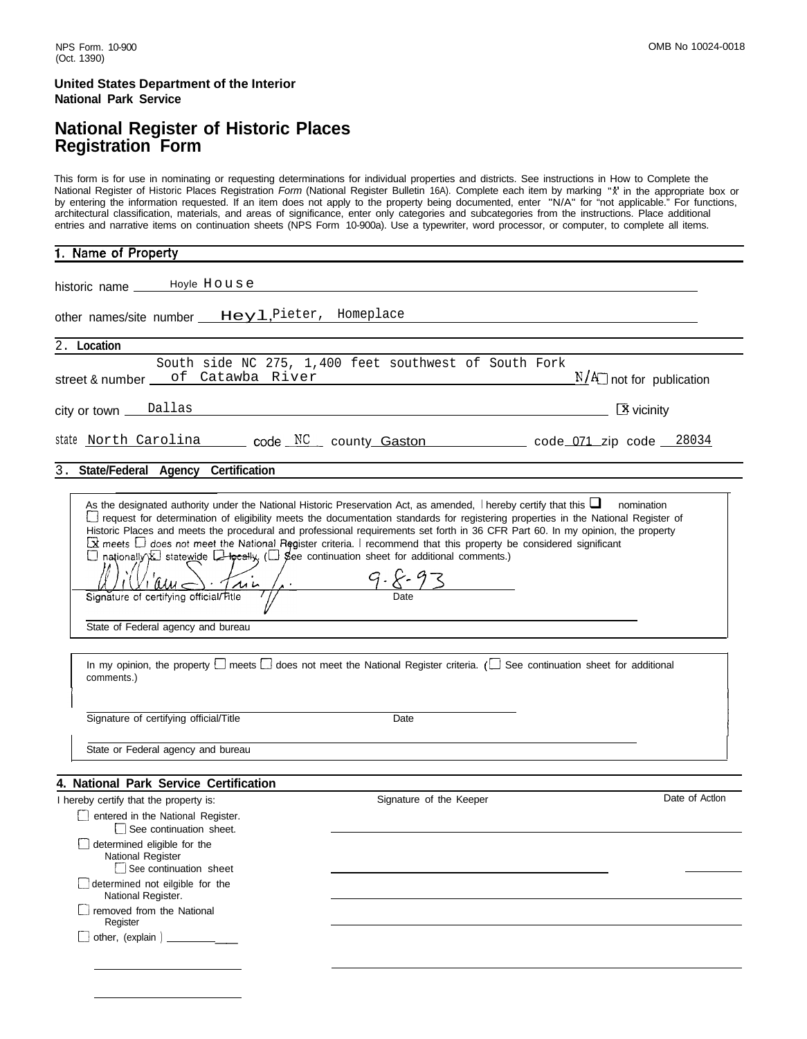NPS Form. 10-900
(Oct. 1390)

OMB No 10024-0018

**United States Department of the Interior**
**National Park Service**

# National Register of Historic Places Registration Form

This form is for use in nominating or requesting determinations for individual properties and districts. See instructions in How to Complete the National Register of Historic Places Registration *Form* (National Register Bulletin 16A). Complete each item by marking "x" in the appropriate box or by entering the information requested. If an item does not apply to the property being documented, enter "N/A" for "not applicable." For functions, architectural classification, materials, and areas of significance, enter only categories and subcategories from the instructions. Place additional entries and narrative items on continuation sheets (NPS Form 10-900a). Use a typewriter, word processor, or computer, to complete all items.

## 1. Name of Property

historic name Hoyle House

other names/site number Heyl, Pieter, Homeplace

## 2. Location

street & number South side NC 275, 1,400 feet southwest of South Fork of Catawba River N/A ☐ not for publication

city or town Dallas ☒ vicinity

state North Carolina code NC county Gaston code 071 zip code 28034

## 3. State/Federal Agency Certification

As the designated authority under the National Historic Preservation Act, as amended, I hereby certify that this ☐ nomination ☐ request for determination of eligibility meets the documentation standards for registering properties in the National Register of Historic Places and meets the procedural and professional requirements set forth in 36 CFR Part 60. In my opinion, the property ☒ meets ☐ does not meet the National Register criteria. I recommend that this property be considered significant ☐ nationally ☒ statewide ☐ locally. (☐ See continuation sheet for additional comments.)

William S. Price, Jr. 9-8-93

Signature of certifying official/Title Date

State of Federal agency and bureau

In my opinion, the property ☐ meets ☐ does not meet the National Register criteria. (☐ See continuation sheet for additional comments.)

Signature of certifying official/Title Date

State or Federal agency and bureau

## 4. National Park Service Certification

I hereby certify that the property is: Signature of the Keeper Date of Action

- ☐ entered in the National Register.
  - ☐ See continuation sheet.
- ☐ determined eligible for the National Register
  - ☐ See continuation sheet
- ☐ determined not eilgible for the National Register.
- ☐ removed from the National Register
- ☐ other, (explain ) ____________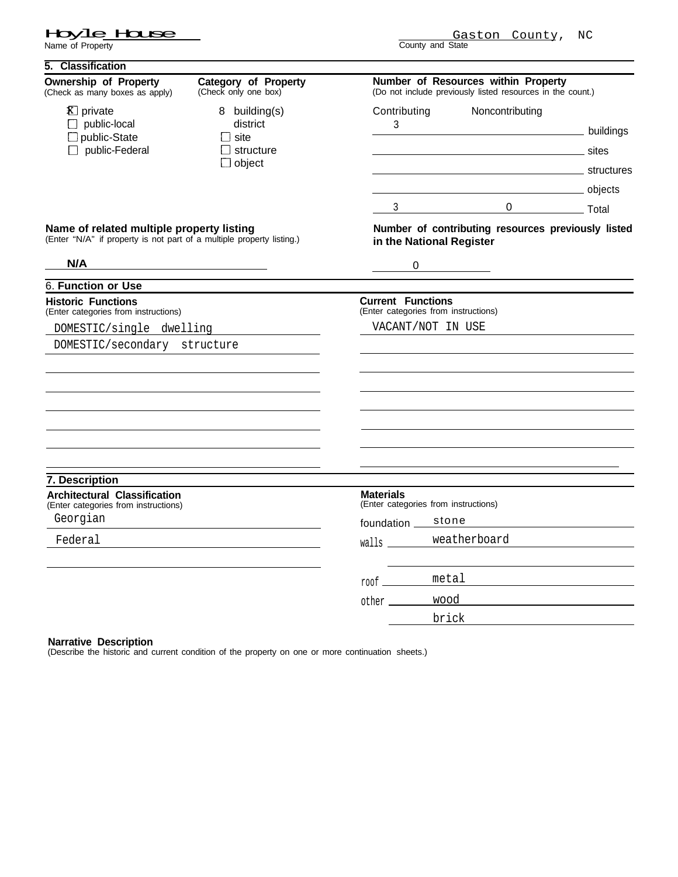Hoyle House
Name of Property

Gaston County, NC
County and State

## 5. Classification

**Ownership of Property**
(Check as many boxes as apply)

- [X] private
- [ ] public-local
- [ ] public-State
- [ ] public-Federal

**Category of Property**
(Check only one box)

- [X] building(s)
- [ ] district
- [ ] site
- [ ] structure
- [ ] object

**Number of Resources within Property**
(Do not include previously listed resources in the count.)

| Contributing | Noncontributing | |
|---|---|---|
| 3 | | buildings |
| | | sites |
| | | structures |
| | | objects |
| 3 | 0 | Total |

**Name of related multiple property listing**
(Enter "N/A" if property is not part of a multiple property listing.)

**N/A**

**Number of contributing resources previously listed in the National Register**

0

## 6. Function or Use

**Historic Functions**
(Enter categories from instructions)

DOMESTIC/single dwelling
DOMESTIC/secondary structure

**Current Functions**
(Enter categories from instructions)

VACANT/NOT IN USE

## 7. Description

**Architectural Classification**
(Enter categories from instructions)

Georgian
Federal

**Materials**
(Enter categories from instructions)

foundation stone
walls weatherboard
roof metal
other wood
brick

**Narrative Description**
(Describe the historic and current condition of the property on one or more continuation sheets.)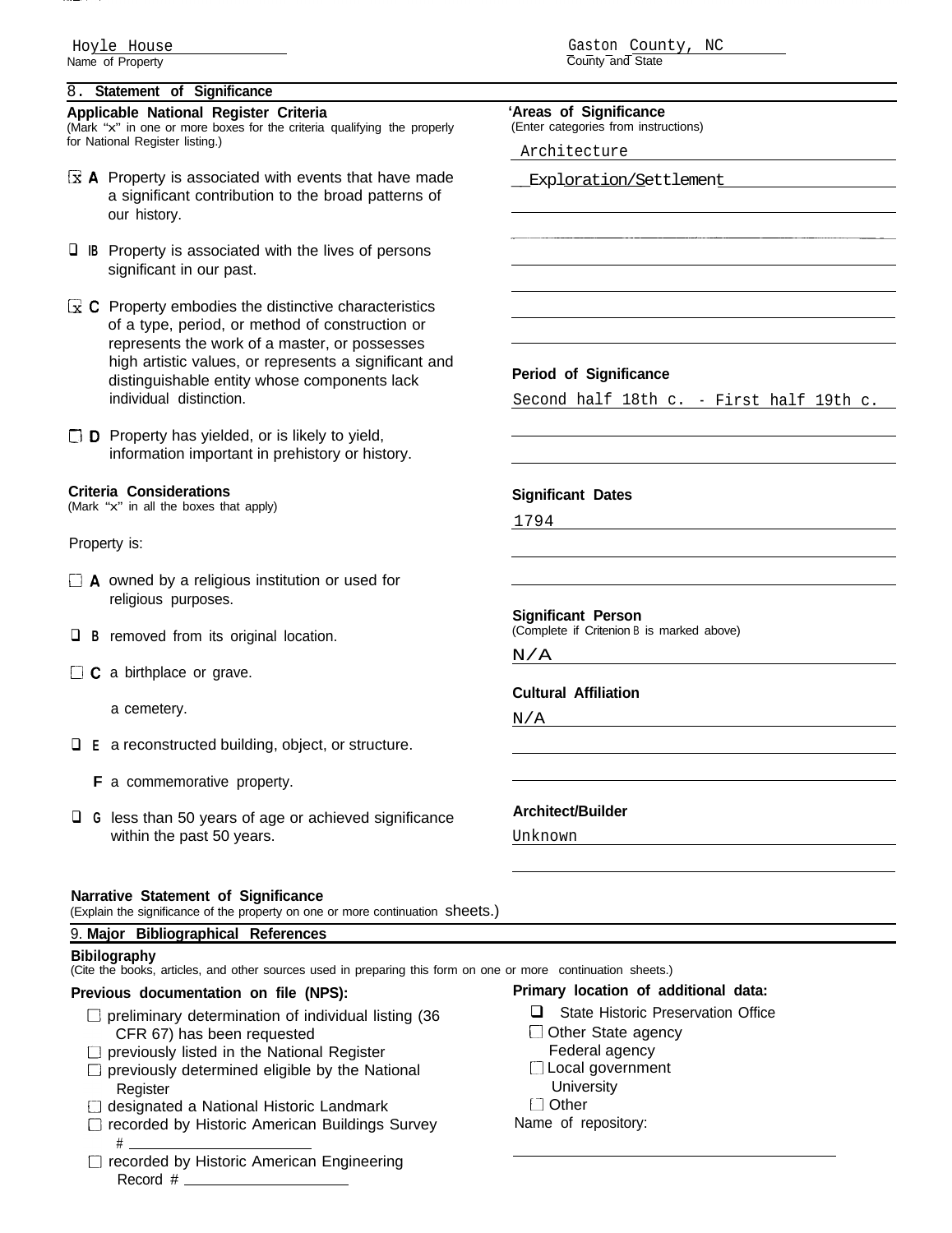Hoyle House
Name of Property

Gaston County, NC
County and State

## 8. Statement of Significance

**Applicable National Register Criteria**
(Mark "x" in one or more boxes for the criteria qualifying the property for National Register listing.)

- [x] **A** Property is associated with events that have made a significant contribution to the broad patterns of our history.
- [ ] **B** Property is associated with the lives of persons significant in our past.
- [x] **C** Property embodies the distinctive characteristics of a type, period, or method of construction or represents the work of a master, or possesses high artistic values, or represents a significant and distinguishable entity whose components lack individual distinction.
- [ ] **D** Property has yielded, or is likely to yield, information important in prehistory or history.

**Criteria Considerations**
(Mark "x" in all the boxes that apply)

Property is:

- [ ] **A** owned by a religious institution or used for religious purposes.
- [ ] **B** removed from its original location.
- [ ] **C** a birthplace or grave.
- [ ] **D** a cemetery.
- [ ] **E** a reconstructed building, object, or structure.
- [ ] **F** a commemorative property.
- [ ] **G** less than 50 years of age or achieved significance within the past 50 years.

**Areas of Significance**
(Enter categories from instructions)

Architecture
Exploration/Settlement

**Period of Significance**

Second half 18th c. - First half 19th c.

**Significant Dates**

1794

**Significant Person**
(Complete if Criterion B is marked above)

N/A

**Cultural Affiliation**

N/A

**Architect/Builder**

Unknown

**Narrative Statement of Significance**
(Explain the significance of the property on one or more continuation sheets.)

## 9. Major Bibliographical References

**Bibilography**
(Cite the books, articles, and other sources used in preparing this form on one or more continuation sheets.)

**Previous documentation on file (NPS):**

- [ ] preliminary determination of individual listing (36 CFR 67) has been requested
- [ ] previously listed in the National Register
- [ ] previously determined eligible by the National Register
- [ ] designated a National Historic Landmark
- [ ] recorded by Historic American Buildings Survey #
- [ ] recorded by Historic American Engineering Record #

**Primary location of additional data:**

- [ ] State Historic Preservation Office
- [ ] Other State agency
- [ ] Federal agency
- [ ] Local government
- [ ] University
- [ ] Other

Name of repository: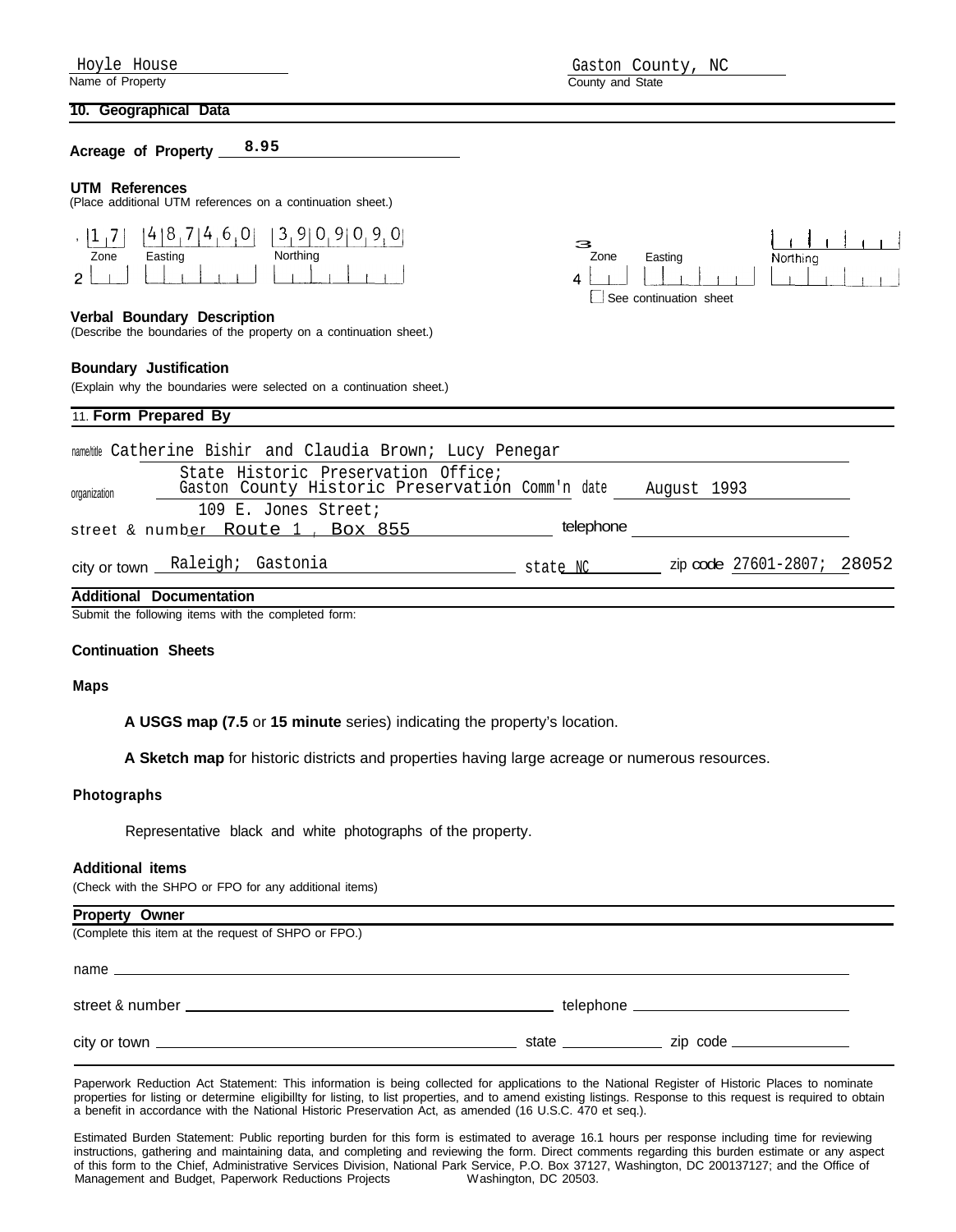Hoyle House
Name of Property

Gaston County, NC
County and State

## 10. Geographical Data

**Acreage of Property** 8.95

**UTM References**
(Place additional UTM references on a continuation sheet.)

| | Zone | Easting | Northing | | Zone | Easting | Northing |
|---|---|---|---|---|---|---|---|
| 1 | 17 | 487460 | 3909090 | 3 | | | |
| 2 | | | | 4 | | | |

☐ See continuation sheet

**Verbal Boundary Description**
(Describe the boundaries of the property on a continuation sheet.)

**Boundary Justification**
(Explain why the boundaries were selected on a continuation sheet.)

## 11. Form Prepared By

name/title Catherine Bishir and Claudia Brown; Lucy Penegar

organization State Historic Preservation Office; Gaston County Historic Preservation Comm'n date August 1993

street & number 109 E. Jones Street; Route 1, Box 855 telephone

city or town Raleigh; Gastonia state NC zip code 27601-2807; 28052

**Additional Documentation**

Submit the following items with the completed form:

**Continuation Sheets**

**Maps**

**A USGS map (7.5** or **15 minute** series) indicating the property's location.

**A Sketch map** for historic districts and properties having large acreage or numerous resources.

**Photographs**

Representative black and white photographs of the property.

**Additional items**
(Check with the SHPO or FPO for any additional items)

**Property Owner**
(Complete this item at the request of SHPO or FPO.)

name

street & number telephone

city or town state zip code

Paperwork Reduction Act Statement: This information is being collected for applications to the National Register of Historic Places to nominate properties for listing or determine eligibility for listing, to list properties, and to amend existing listings. Response to this request is required to obtain a benefit in accordance with the National Historic Preservation Act, as amended (16 U.S.C. 470 et seq.).

Estimated Burden Statement: Public reporting burden for this form is estimated to average 16.1 hours per response including time for reviewing instructions, gathering and maintaining data, and completing and reviewing the form. Direct comments regarding this burden estimate or any aspect of this form to the Chief, Administrative Services Division, National Park Service, P.O. Box 37127, Washington, DC 200137127; and the Office of Management and Budget, Paperwork Reductions Projects Washington, DC 20503.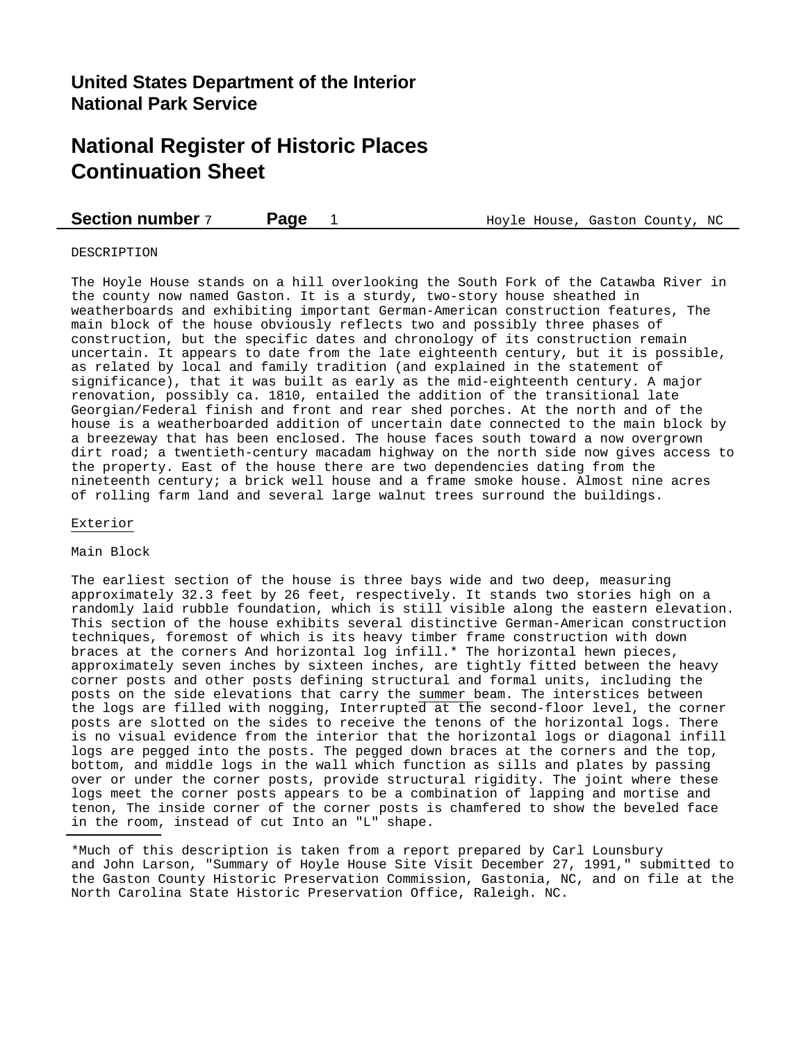DESCRIPTION

The Hoyle House stands on a hill overlooking the South Fork of the Catawba River in the county now named Gaston. It is a sturdy, two-story house sheathed in weatherboards and exhibiting important German-American construction features, The main block of the house obviously reflects two and possibly three phases of construction, but the specific dates and chronology of its construction remain uncertain. It appears to date from the late eighteenth century, but it is possible, as related by local and family tradition (and explained in the statement of significance), that it was built as early as the mid-eighteenth century. A major renovation, possibly ca. 1810, entailed the addition of the transitional late Georgian/Federal finish and front and rear shed porches. At the north and of the house is a weatherboarded addition of uncertain date connected to the main block by a breezeway that has been enclosed. The house faces south toward a now overgrown dirt road; a twentieth-century macadam highway on the north side now gives access to the property. East of the house there are two dependencies dating from the nineteenth century; a brick well house and a frame smoke house. Almost nine acres of rolling farm land and several large walnut trees surround the buildings.

Exterior

Main Block

The earliest section of the house is three bays wide and two deep, measuring approximately 32.3 feet by 26 feet, respectively. It stands two stories high on a randomly laid rubble foundation, which is still visible along the eastern elevation. This section of the house exhibits several distinctive German-American construction techniques, foremost of which is its heavy timber frame construction with down braces at the corners And horizontal log infill.* The horizontal hewn pieces, approximately seven inches by sixteen inches, are tightly fitted between the heavy corner posts and other posts defining structural and formal units, including the posts on the side elevations that carry the summer beam. The interstices between the logs are filled with nogging, Interrupted at the second-floor level, the corner posts are slotted on the sides to receive the tenons of the horizontal logs. There is no visual evidence from the interior that the horizontal logs or diagonal infill logs are pegged into the posts. The pegged down braces at the corners and the top, bottom, and middle logs in the wall which function as sills and plates by passing over or under the corner posts, provide structural rigidity. The joint where these logs meet the corner posts appears to be a combination of lapping and mortise and tenon, The inside corner of the corner posts is chamfered to show the beveled face in the room, instead of cut Into an "L" shape.

*Much of this description is taken from a report prepared by Carl Lounsbury and John Larson, "Summary of Hoyle House Site Visit December 27, 1991," submitted to the Gaston County Historic Preservation Commission, Gastonia, NC, and on file at the North Carolina State Historic Preservation Office, Raleigh. NC.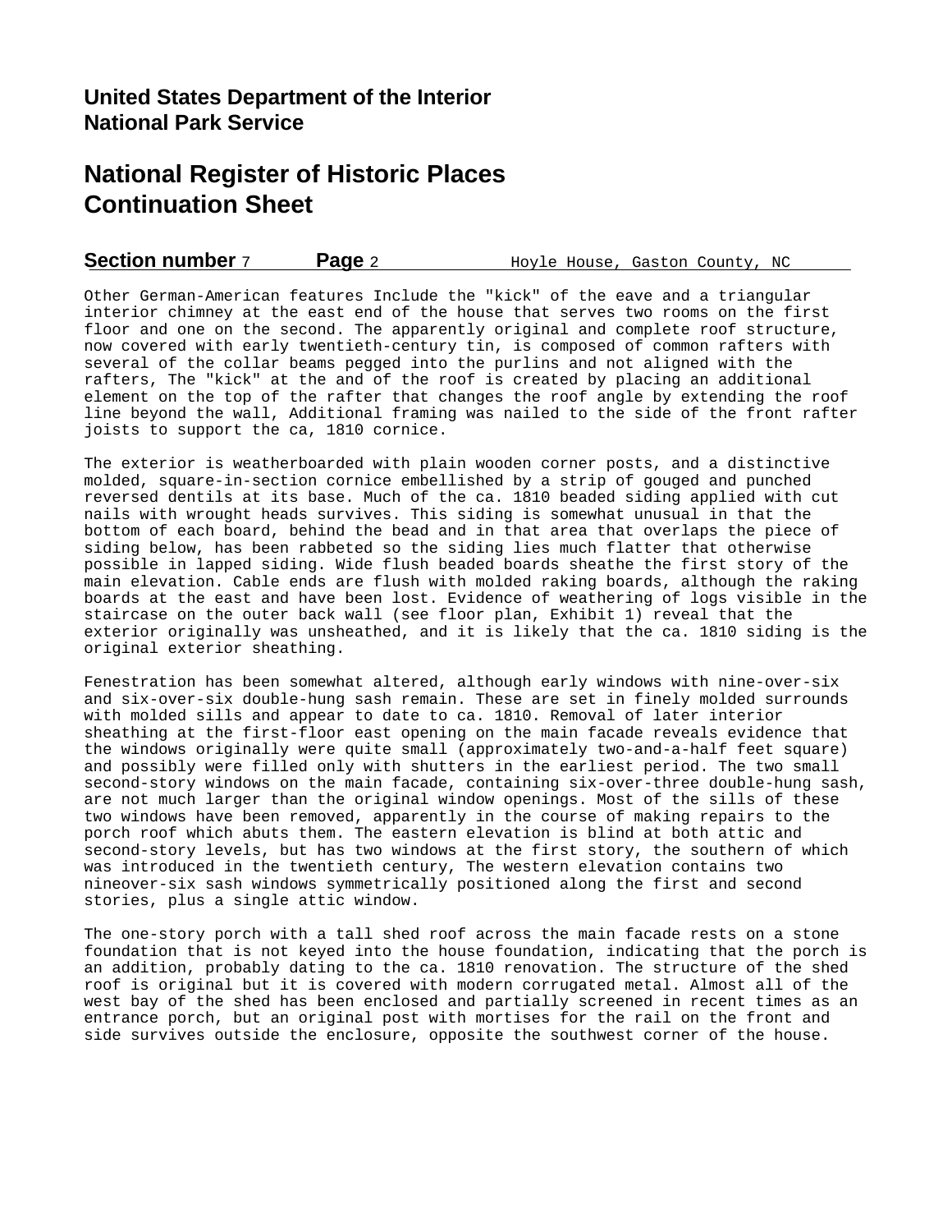Other German-American features Include the "kick" of the eave and a triangular interior chimney at the east end of the house that serves two rooms on the first floor and one on the second. The apparently original and complete roof structure, now covered with early twentieth-century tin, is composed of common rafters with several of the collar beams pegged into the purlins and not aligned with the rafters, The "kick" at the and of the roof is created by placing an additional element on the top of the rafter that changes the roof angle by extending the roof line beyond the wall, Additional framing was nailed to the side of the front rafter joists to support the ca, 1810 cornice.

The exterior is weatherboarded with plain wooden corner posts, and a distinctive molded, square-in-section cornice embellished by a strip of gouged and punched reversed dentils at its base. Much of the ca. 1810 beaded siding applied with cut nails with wrought heads survives. This siding is somewhat unusual in that the bottom of each board, behind the bead and in that area that overlaps the piece of siding below, has been rabbeted so the siding lies much flatter that otherwise possible in lapped siding. Wide flush beaded boards sheathe the first story of the main elevation. Cable ends are flush with molded raking boards, although the raking boards at the east and have been lost. Evidence of weathering of logs visible in the staircase on the outer back wall (see floor plan, Exhibit 1) reveal that the exterior originally was unsheathed, and it is likely that the ca. 1810 siding is the original exterior sheathing.

Fenestration has been somewhat altered, although early windows with nine-over-six and six-over-six double-hung sash remain. These are set in finely molded surrounds with molded sills and appear to date to ca. 1810. Removal of later interior sheathing at the first-floor east opening on the main facade reveals evidence that the windows originally were quite small (approximately two-and-a-half feet square) and possibly were filled only with shutters in the earliest period. The two small second-story windows on the main facade, containing six-over-three double-hung sash, are not much larger than the original window openings. Most of the sills of these two windows have been removed, apparently in the course of making repairs to the porch roof which abuts them. The eastern elevation is blind at both attic and second-story levels, but has two windows at the first story, the southern of which was introduced in the twentieth century, The western elevation contains two nineover-six sash windows symmetrically positioned along the first and second stories, plus a single attic window.

The one-story porch with a tall shed roof across the main facade rests on a stone foundation that is not keyed into the house foundation, indicating that the porch is an addition, probably dating to the ca. 1810 renovation. The structure of the shed roof is original but it is covered with modern corrugated metal. Almost all of the west bay of the shed has been enclosed and partially screened in recent times as an entrance porch, but an original post with mortises for the rail on the front and side survives outside the enclosure, opposite the southwest corner of the house.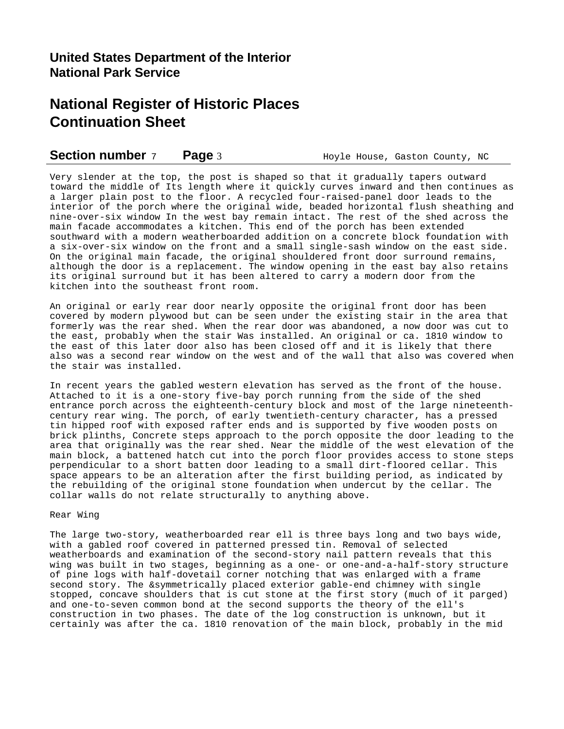Very slender at the top, the post is shaped so that it gradually tapers outward toward the middle of Its length where it quickly curves inward and then continues as a larger plain post to the floor. A recycled four-raised-panel door leads to the interior of the porch where the original wide, beaded horizontal flush sheathing and nine-over-six window In the west bay remain intact. The rest of the shed across the main facade accommodates a kitchen. This end of the porch has been extended southward with a modern weatherboarded addition on a concrete block foundation with a six-over-six window on the front and a small single-sash window on the east side. On the original main facade, the original shouldered front door surround remains, although the door is a replacement. The window opening in the east bay also retains its original surround but it has been altered to carry a modern door from the kitchen into the southeast front room.

An original or early rear door nearly opposite the original front door has been covered by modern plywood but can be seen under the existing stair in the area that formerly was the rear shed. When the rear door was abandoned, a now door was cut to the east, probably when the stair Was installed. An original or ca. 1810 window to the east of this later door also has been closed off and it is likely that there also was a second rear window on the west and of the wall that also was covered when the stair was installed.

In recent years the gabled western elevation has served as the front of the house. Attached to it is a one-story five-bay porch running from the side of the shed entrance porch across the eighteenth-century block and most of the large nineteenth-century rear wing. The porch, of early twentieth-century character, has a pressed tin hipped roof with exposed rafter ends and is supported by five wooden posts on brick plinths, Concrete steps approach to the porch opposite the door leading to the area that originally was the rear shed. Near the middle of the west elevation of the main block, a battened hatch cut into the porch floor provides access to stone steps perpendicular to a short batten door leading to a small dirt-floored cellar. This space appears to be an alteration after the first building period, as indicated by the rebuilding of the original stone foundation when undercut by the cellar. The collar walls do not relate structurally to anything above.

Rear Wing

The large two-story, weatherboarded rear ell is three bays long and two bays wide, with a gabled roof covered in patterned pressed tin. Removal of selected weatherboards and examination of the second-story nail pattern reveals that this wing was built in two stages, beginning as a one- or one-and-a-half-story structure of pine logs with half-dovetail corner notching that was enlarged with a frame second story. The &symmetrically placed exterior gable-end chimney with single stopped, concave shoulders that is cut stone at the first story (much of it parged) and one-to-seven common bond at the second supports the theory of the ell's construction in two phases. The date of the log construction is unknown, but it certainly was after the ca. 1810 renovation of the main block, probably in the mid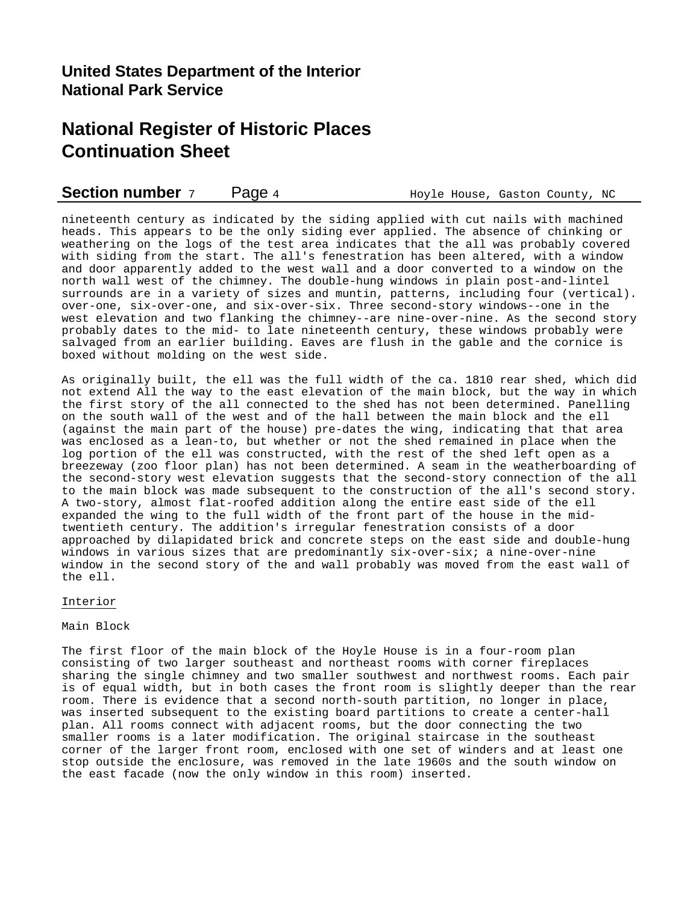nineteenth century as indicated by the siding applied with cut nails with machined heads. This appears to be the only siding ever applied. The absence of chinking or weathering on the logs of the test area indicates that the all was probably covered with siding from the start. The all's fenestration has been altered, with a window and door apparently added to the west wall and a door converted to a window on the north wall west of the chimney. The double-hung windows in plain post-and-lintel surrounds are in a variety of sizes and muntin, patterns, including four (vertical). over-one, six-over-one, and six-over-six. Three second-story windows--one in the west elevation and two flanking the chimney--are nine-over-nine. As the second story probably dates to the mid- to late nineteenth century, these windows probably were salvaged from an earlier building. Eaves are flush in the gable and the cornice is boxed without molding on the west side.

As originally built, the ell was the full width of the ca. 1810 rear shed, which did not extend All the way to the east elevation of the main block, but the way in which the first story of the all connected to the shed has not been determined. Panelling on the south wall of the west and of the hall between the main block and the ell (against the main part of the house) pre-dates the wing, indicating that that area was enclosed as a lean-to, but whether or not the shed remained in place when the log portion of the ell was constructed, with the rest of the shed left open as a breezeway (zoo floor plan) has not been determined. A seam in the weatherboarding of the second-story west elevation suggests that the second-story connection of the all to the main block was made subsequent to the construction of the all's second story. A two-story, almost flat-roofed addition along the entire east side of the ell expanded the wing to the full width of the front part of the house in the mid-twentieth century. The addition's irregular fenestration consists of a door approached by dilapidated brick and concrete steps on the east side and double-hung windows in various sizes that are predominantly six-over-six; a nine-over-nine window in the second story of the and wall probably was moved from the east wall of the ell.

## Interior

### Main Block

The first floor of the main block of the Hoyle House is in a four-room plan consisting of two larger southeast and northeast rooms with corner fireplaces sharing the single chimney and two smaller southwest and northwest rooms. Each pair is of equal width, but in both cases the front room is slightly deeper than the rear room. There is evidence that a second north-south partition, no longer in place, was inserted subsequent to the existing board partitions to create a center-hall plan. All rooms connect with adjacent rooms, but the door connecting the two smaller rooms is a later modification. The original staircase in the southeast corner of the larger front room, enclosed with one set of winders and at least one stop outside the enclosure, was removed in the late 1960s and the south window on the east facade (now the only window in this room) inserted.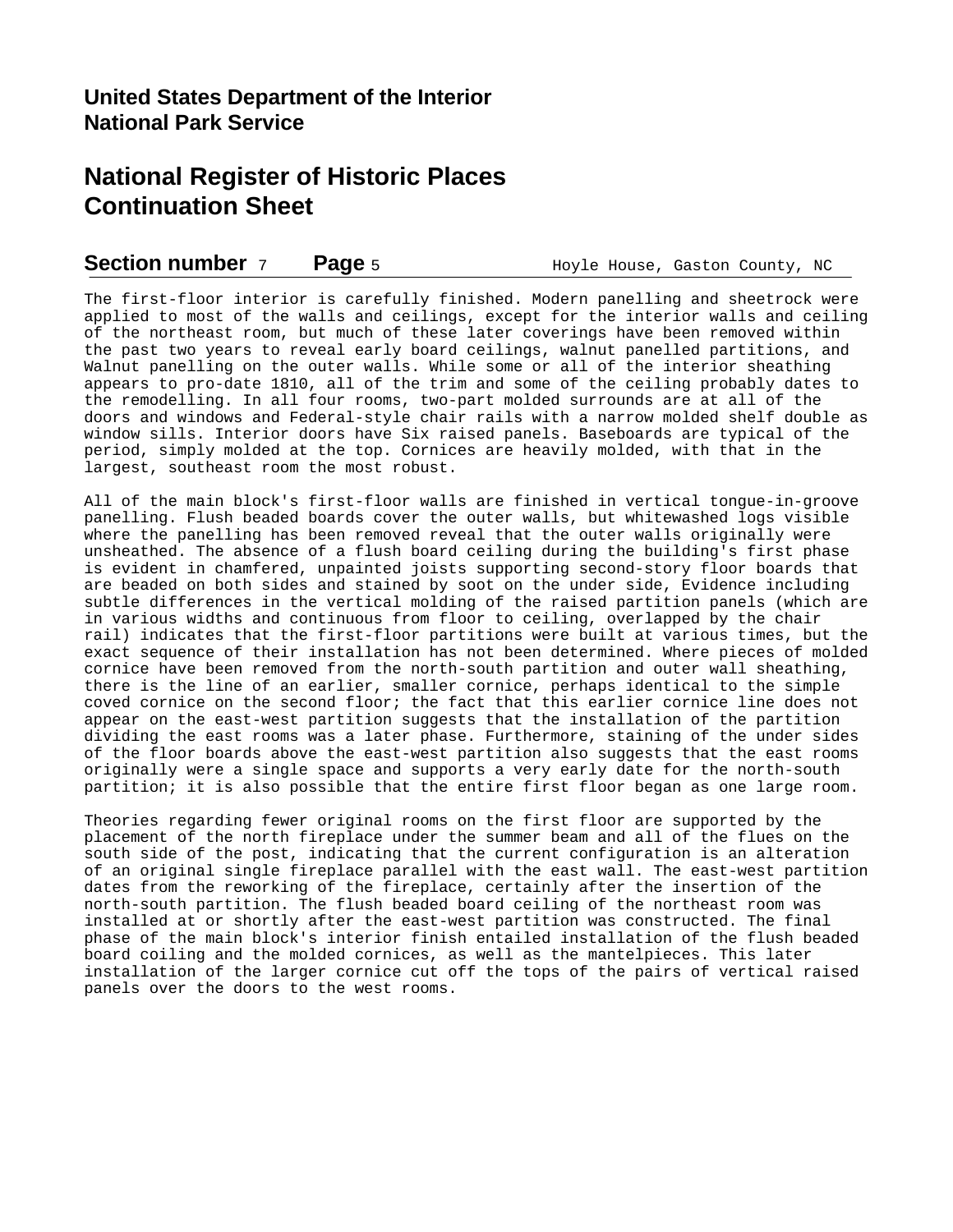The first-floor interior is carefully finished. Modern panelling and sheetrock were applied to most of the walls and ceilings, except for the interior walls and ceiling of the northeast room, but much of these later coverings have been removed within the past two years to reveal early board ceilings, walnut panelled partitions, and Walnut panelling on the outer walls. While some or all of the interior sheathing appears to pro-date 1810, all of the trim and some of the ceiling probably dates to the remodelling. In all four rooms, two-part molded surrounds are at all of the doors and windows and Federal-style chair rails with a narrow molded shelf double as window sills. Interior doors have Six raised panels. Baseboards are typical of the period, simply molded at the top. Cornices are heavily molded, with that in the largest, southeast room the most robust.

All of the main block's first-floor walls are finished in vertical tongue-in-groove panelling. Flush beaded boards cover the outer walls, but whitewashed logs visible where the panelling has been removed reveal that the outer walls originally were unsheathed. The absence of a flush board ceiling during the building's first phase is evident in chamfered, unpainted joists supporting second-story floor boards that are beaded on both sides and stained by soot on the under side, Evidence including subtle differences in the vertical molding of the raised partition panels (which are in various widths and continuous from floor to ceiling, overlapped by the chair rail) indicates that the first-floor partitions were built at various times, but the exact sequence of their installation has not been determined. Where pieces of molded cornice have been removed from the north-south partition and outer wall sheathing, there is the line of an earlier, smaller cornice, perhaps identical to the simple coved cornice on the second floor; the fact that this earlier cornice line does not appear on the east-west partition suggests that the installation of the partition dividing the east rooms was a later phase. Furthermore, staining of the under sides of the floor boards above the east-west partition also suggests that the east rooms originally were a single space and supports a very early date for the north-south partition; it is also possible that the entire first floor began as one large room.

Theories regarding fewer original rooms on the first floor are supported by the placement of the north fireplace under the summer beam and all of the flues on the south side of the post, indicating that the current configuration is an alteration of an original single fireplace parallel with the east wall. The east-west partition dates from the reworking of the fireplace, certainly after the insertion of the north-south partition. The flush beaded board ceiling of the northeast room was installed at or shortly after the east-west partition was constructed. The final phase of the main block's interior finish entailed installation of the flush beaded board coiling and the molded cornices, as well as the mantelpieces. This later installation of the larger cornice cut off the tops of the pairs of vertical raised panels over the doors to the west rooms.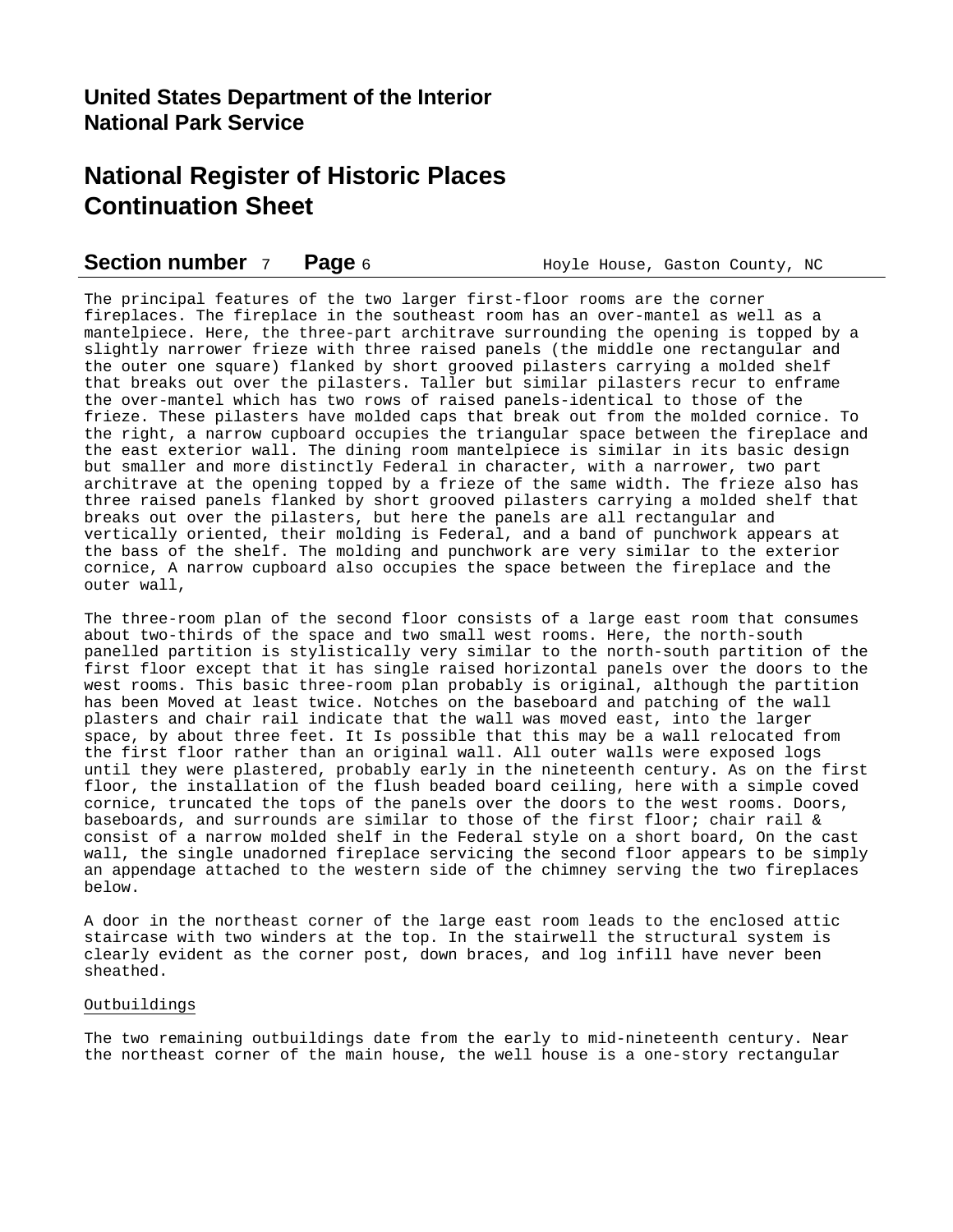The principal features of the two larger first-floor rooms are the corner fireplaces. The fireplace in the southeast room has an over-mantel as well as a mantelpiece. Here, the three-part architrave surrounding the opening is topped by a slightly narrower frieze with three raised panels (the middle one rectangular and the outer one square) flanked by short grooved pilasters carrying a molded shelf that breaks out over the pilasters. Taller but similar pilasters recur to enframe the over-mantel which has two rows of raised panels-identical to those of the frieze. These pilasters have molded caps that break out from the molded cornice. To the right, a narrow cupboard occupies the triangular space between the fireplace and the east exterior wall. The dining room mantelpiece is similar in its basic design but smaller and more distinctly Federal in character, with a narrower, two part architrave at the opening topped by a frieze of the same width. The frieze also has three raised panels flanked by short grooved pilasters carrying a molded shelf that breaks out over the pilasters, but here the panels are all rectangular and vertically oriented, their molding is Federal, and a band of punchwork appears at the bass of the shelf. The molding and punchwork are very similar to the exterior cornice, A narrow cupboard also occupies the space between the fireplace and the outer wall,

The three-room plan of the second floor consists of a large east room that consumes about two-thirds of the space and two small west rooms. Here, the north-south panelled partition is stylistically very similar to the north-south partition of the first floor except that it has single raised horizontal panels over the doors to the west rooms. This basic three-room plan probably is original, although the partition has been Moved at least twice. Notches on the baseboard and patching of the wall plasters and chair rail indicate that the wall was moved east, into the larger space, by about three feet. It Is possible that this may be a wall relocated from the first floor rather than an original wall. All outer walls were exposed logs until they were plastered, probably early in the nineteenth century. As on the first floor, the installation of the flush beaded board ceiling, here with a simple coved cornice, truncated the tops of the panels over the doors to the west rooms. Doors, baseboards, and surrounds are similar to those of the first floor; chair rail & consist of a narrow molded shelf in the Federal style on a short board, On the cast wall, the single unadorned fireplace servicing the second floor appears to be simply an appendage attached to the western side of the chimney serving the two fireplaces below.

A door in the northeast corner of the large east room leads to the enclosed attic staircase with two winders at the top. In the stairwell the structural system is clearly evident as the corner post, down braces, and log infill have never been sheathed.

<u>Outbuildings</u>

The two remaining outbuildings date from the early to mid-nineteenth century. Near the northeast corner of the main house, the well house is a one-story rectangular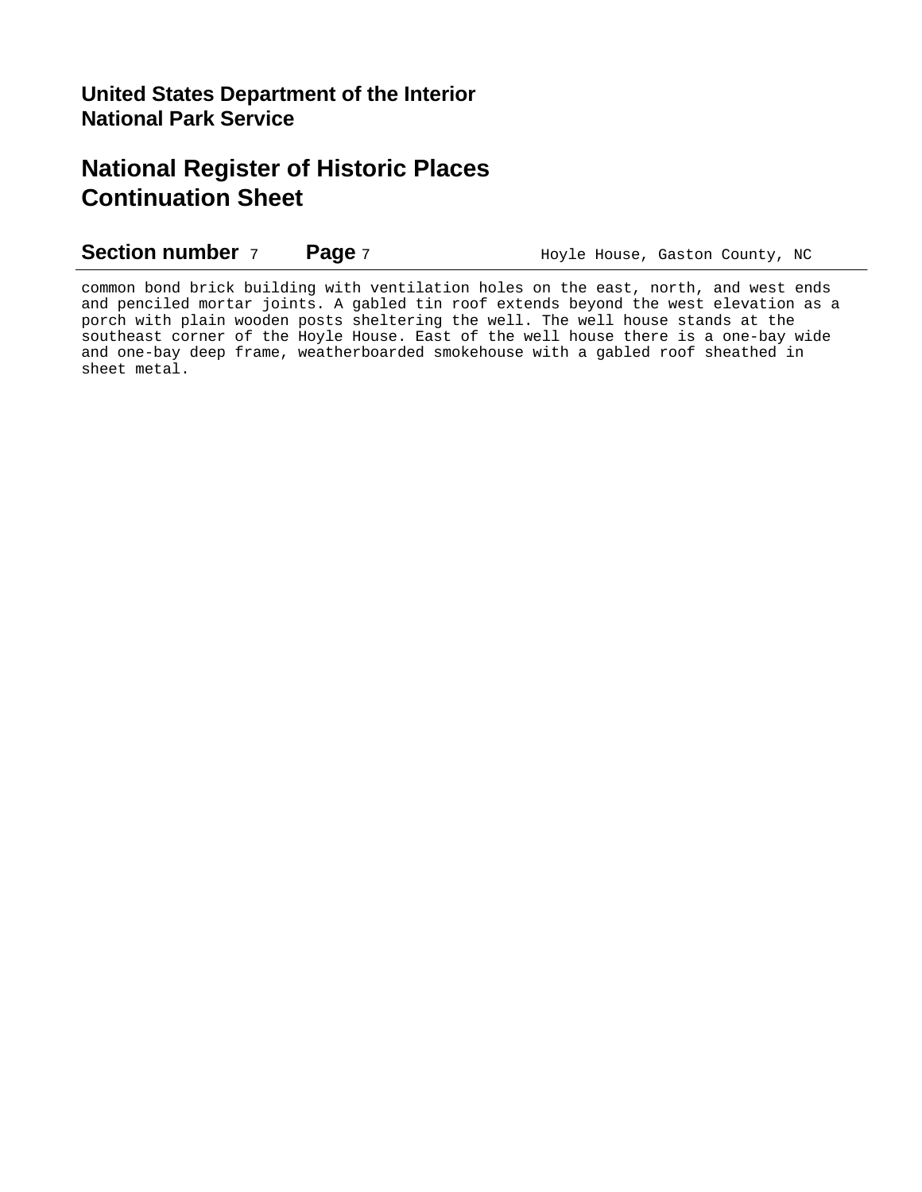common bond brick building with ventilation holes on the east, north, and west ends and penciled mortar joints. A gabled tin roof extends beyond the west elevation as a porch with plain wooden posts sheltering the well. The well house stands at the southeast corner of the Hoyle House. East of the well house there is a one-bay wide and one-bay deep frame, weatherboarded smokehouse with a gabled roof sheathed in sheet metal.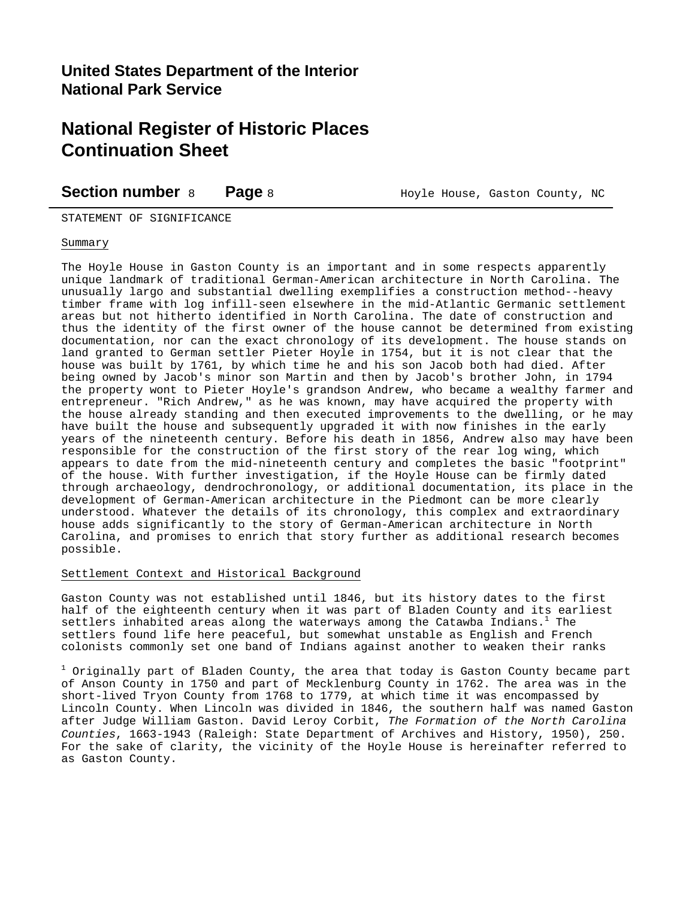# United States Department of the Interior
# National Park Service

# National Register of Historic Places Continuation Sheet

**Section number** 8 **Page** 8 Hoyle House, Gaston County, NC

STATEMENT OF SIGNIFICANCE

Summary

The Hoyle House in Gaston County is an important and in some respects apparently unique landmark of traditional German-American architecture in North Carolina. The unusually largo and substantial dwelling exemplifies a construction method--heavy timber frame with log infill-seen elsewhere in the mid-Atlantic Germanic settlement areas but not hitherto identified in North Carolina. The date of construction and thus the identity of the first owner of the house cannot be determined from existing documentation, nor can the exact chronology of its development. The house stands on land granted to German settler Pieter Hoyle in 1754, but it is not clear that the house was built by 1761, by which time he and his son Jacob both had died. After being owned by Jacob's minor son Martin and then by Jacob's brother John, in 1794 the property wont to Pieter Hoyle's grandson Andrew, who became a wealthy farmer and entrepreneur. "Rich Andrew," as he was known, may have acquired the property with the house already standing and then executed improvements to the dwelling, or he may have built the house and subsequently upgraded it with now finishes in the early years of the nineteenth century. Before his death in 1856, Andrew also may have been responsible for the construction of the first story of the rear log wing, which appears to date from the mid-nineteenth century and completes the basic "footprint" of the house. With further investigation, if the Hoyle House can be firmly dated through archaeology, dendrochronology, or additional documentation, its place in the development of German-American architecture in the Piedmont can be more clearly understood. Whatever the details of its chronology, this complex and extraordinary house adds significantly to the story of German-American architecture in North Carolina, and promises to enrich that story further as additional research becomes possible.

Settlement Context and Historical Background

Gaston County was not established until 1846, but its history dates to the first half of the eighteenth century when it was part of Bladen County and its earliest settlers inhabited areas along the waterways among the Catawba Indians.[1] The settlers found life here peaceful, but somewhat unstable as English and French colonists commonly set one band of Indians against another to weaken their ranks

[1] Originally part of Bladen County, the area that today is Gaston County became part of Anson County in 1750 and part of Mecklenburg County in 1762. The area was in the short-lived Tryon County from 1768 to 1779, at which time it was encompassed by Lincoln County. When Lincoln was divided in 1846, the southern half was named Gaston after Judge William Gaston. David Leroy Corbit, *The Formation of the North Carolina Counties*, 1663-1943 (Raleigh: State Department of Archives and History, 1950), 250. For the sake of clarity, the vicinity of the Hoyle House is hereinafter referred to as Gaston County.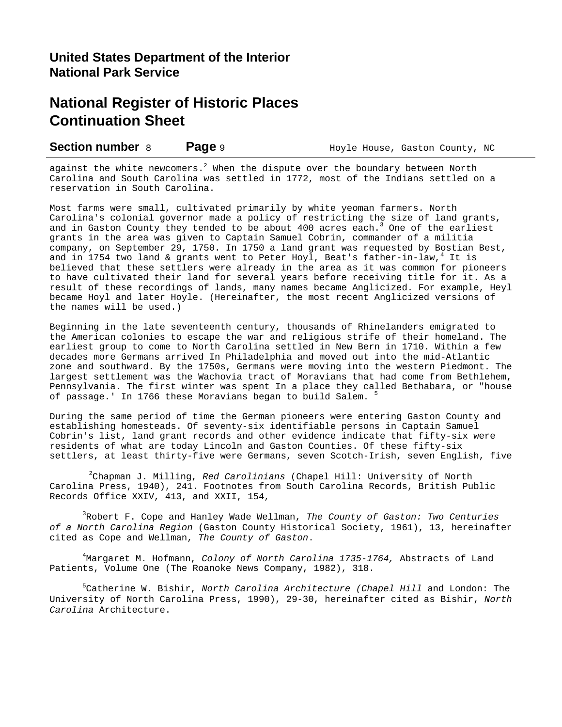against the white newcomers.[2] When the dispute over the boundary between North Carolina and South Carolina was settled in 1772, most of the Indians settled on a reservation in South Carolina.

Most farms were small, cultivated primarily by white yeoman farmers. North Carolina's colonial governor made a policy of restricting the size of land grants, and in Gaston County they tended to be about 400 acres each.[3] One of the earliest grants in the area was given to Captain Samuel Cobrin, commander of a militia company, on September 29, 1750. In 1750 a land grant was requested by Bostian Best, and in 1754 two land & grants went to Peter Hoyl, Beat's father-in-law,[4] It is believed that these settlers were already in the area as it was common for pioneers to have cultivated their land for several years before receiving title for it. As a result of these recordings of lands, many names became Anglicized. For example, Heyl became Hoyl and later Hoyle. (Hereinafter, the most recent Anglicized versions of the names will be used.)

Beginning in the late seventeenth century, thousands of Rhinelanders emigrated to the American colonies to escape the war and religious strife of their homeland. The earliest group to come to North Carolina settled in New Bern in 1710. Within a few decades more Germans arrived In Philadelphia and moved out into the mid-Atlantic zone and southward. By the 1750s, Germans were moving into the western Piedmont. The largest settlement was the Wachovia tract of Moravians that had come from Bethlehem, Pennsylvania. The first winter was spent In a place they called Bethabara, or "house of passage.' In 1766 these Moravians began to build Salem. [5]

During the same period of time the German pioneers were entering Gaston County and establishing homesteads. Of seventy-six identifiable persons in Captain Samuel Cobrin's list, land grant records and other evidence indicate that fifty-six were residents of what are today Lincoln and Gaston Counties. Of these fifty-six settlers, at least thirty-five were Germans, seven Scotch-Irish, seven English, five

[2]Chapman J. Milling, *Red Carolinians* (Chapel Hill: University of North Carolina Press, 1940), 241. Footnotes from South Carolina Records, British Public Records Office XXIV, 413, and XXII, 154,

[3]Robert F. Cope and Hanley Wade Wellman, *The County of Gaston: Two Centuries of a North Carolina Region* (Gaston County Historical Society, 1961), 13, hereinafter cited as Cope and Wellman, *The County of Gaston*.

[4]Margaret M. Hofmann, *Colony of North Carolina 1735-1764,* Abstracts of Land Patients, Volume One (The Roanoke News Company, 1982), 318.

[5]Catherine W. Bishir, *North Carolina Architecture (Chapel Hill* and London: The University of North Carolina Press, 1990), 29-30, hereinafter cited as Bishir, *North Carolina* Architecture.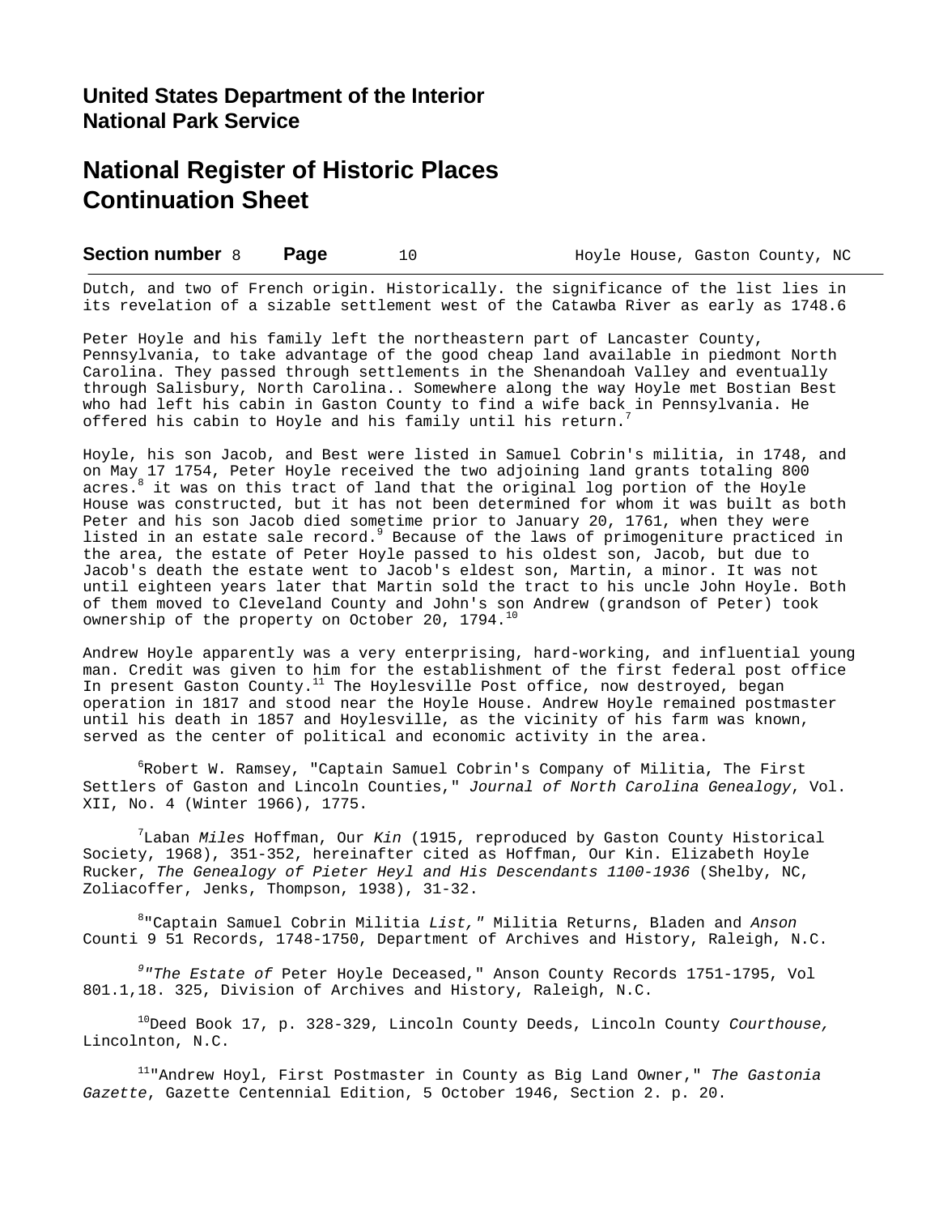Dutch, and two of French origin. Historically. the significance of the list lies in its revelation of a sizable settlement west of the Catawba River as early as 1748.6

Peter Hoyle and his family left the northeastern part of Lancaster County, Pennsylvania, to take advantage of the good cheap land available in piedmont North Carolina. They passed through settlements in the Shenandoah Valley and eventually through Salisbury, North Carolina.. Somewhere along the way Hoyle met Bostian Best who had left his cabin in Gaston County to find a wife back in Pennsylvania. He offered his cabin to Hoyle and his family until his return.[7]

Hoyle, his son Jacob, and Best were listed in Samuel Cobrin's militia, in 1748, and on May 17 1754, Peter Hoyle received the two adjoining land grants totaling 800 acres.[8] it was on this tract of land that the original log portion of the Hoyle House was constructed, but it has not been determined for whom it was built as both Peter and his son Jacob died sometime prior to January 20, 1761, when they were listed in an estate sale record.[9] Because of the laws of primogeniture practiced in the area, the estate of Peter Hoyle passed to his oldest son, Jacob, but due to Jacob's death the estate went to Jacob's eldest son, Martin, a minor. It was not until eighteen years later that Martin sold the tract to his uncle John Hoyle. Both of them moved to Cleveland County and John's son Andrew (grandson of Peter) took ownership of the property on October 20, 1794.[10]

Andrew Hoyle apparently was a very enterprising, hard-working, and influential young man. Credit was given to him for the establishment of the first federal post office In present Gaston County.[11] The Hoylesville Post office, now destroyed, began operation in 1817 and stood near the Hoyle House. Andrew Hoyle remained postmaster until his death in 1857 and Hoylesville, as the vicinity of his farm was known, served as the center of political and economic activity in the area.

[6]Robert W. Ramsey, "Captain Samuel Cobrin's Company of Militia, The First Settlers of Gaston and Lincoln Counties," *Journal of North Carolina Genealogy*, Vol. XII, No. 4 (Winter 1966), 1775.

[7]Laban *Miles* Hoffman, Our *Kin* (1915, reproduced by Gaston County Historical Society, 1968), 351-352, hereinafter cited as Hoffman, Our Kin. Elizabeth Hoyle Rucker, *The Genealogy of Pieter Heyl and His Descendants 1100-1936* (Shelby, NC, Zoliacoffer, Jenks, Thompson, 1938), 31-32.

[8]"Captain Samuel Cobrin Militia *List,*" Militia Returns, Bladen and *Anson* Counti 9 51 Records, 1748-1750, Department of Archives and History, Raleigh, N.C.

[9]*"The Estate of* Peter Hoyle Deceased," Anson County Records 1751-1795, Vol 801.1,18. 325, Division of Archives and History, Raleigh, N.C.

[10]Deed Book 17, p. 328-329, Lincoln County Deeds, Lincoln County *Courthouse,* Lincolnton, N.C.

[11]"Andrew Hoyl, First Postmaster in County as Big Land Owner," *The Gastonia Gazette*, Gazette Centennial Edition, 5 October 1946, Section 2. p. 20.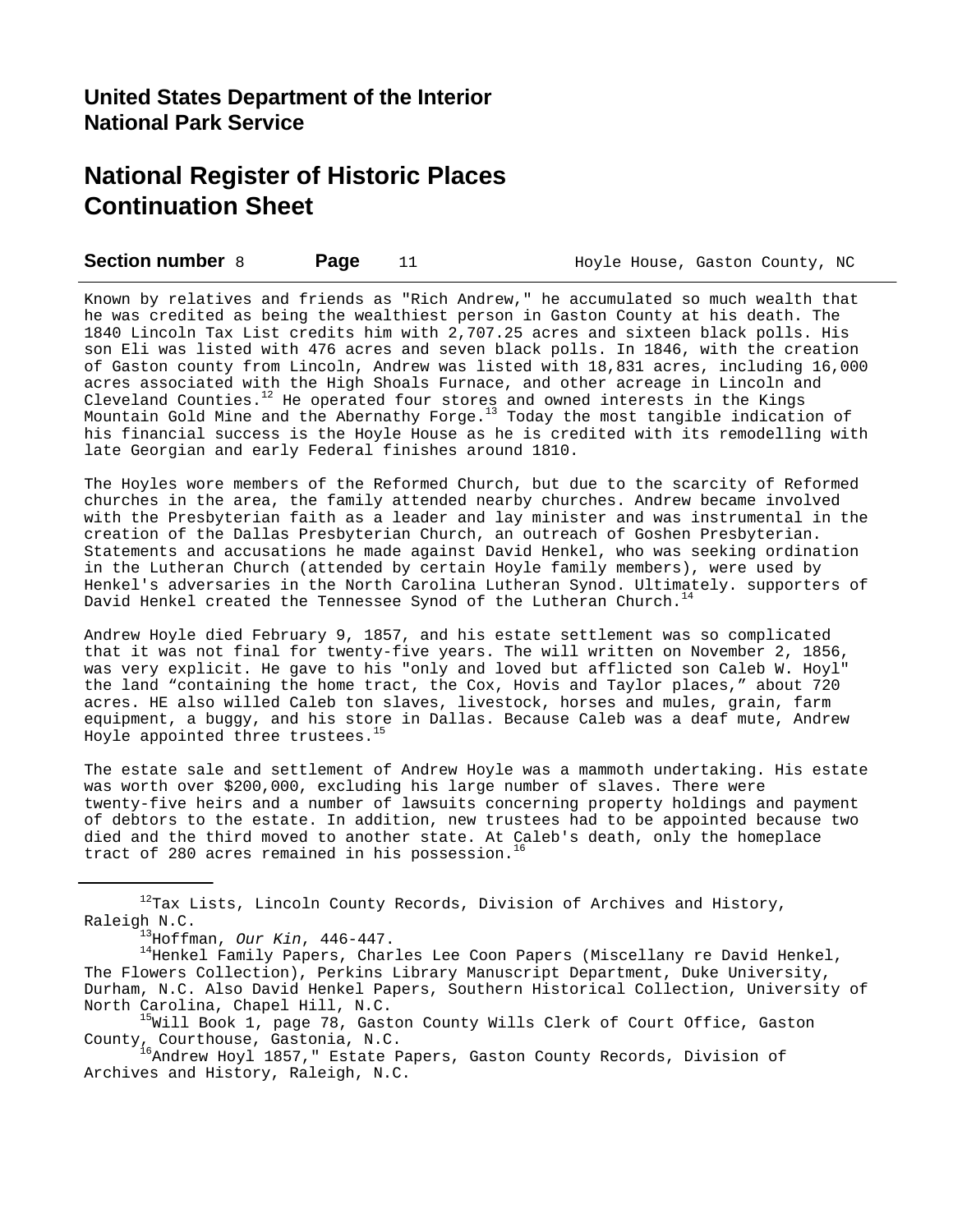Known by relatives and friends as "Rich Andrew," he accumulated so much wealth that he was credited as being the wealthiest person in Gaston County at his death. The 1840 Lincoln Tax List credits him with 2,707.25 acres and sixteen black polls. His son Eli was listed with 476 acres and seven black polls. In 1846, with the creation of Gaston county from Lincoln, Andrew was listed with 18,831 acres, including 16,000 acres associated with the High Shoals Furnace, and other acreage in Lincoln and Cleveland Counties.[12] He operated four stores and owned interests in the Kings Mountain Gold Mine and the Abernathy Forge.[13] Today the most tangible indication of his financial success is the Hoyle House as he is credited with its remodelling with late Georgian and early Federal finishes around 1810.

The Hoyles wore members of the Reformed Church, but due to the scarcity of Reformed churches in the area, the family attended nearby churches. Andrew became involved with the Presbyterian faith as a leader and lay minister and was instrumental in the creation of the Dallas Presbyterian Church, an outreach of Goshen Presbyterian. Statements and accusations he made against David Henkel, who was seeking ordination in the Lutheran Church (attended by certain Hoyle family members), were used by Henkel's adversaries in the North Carolina Lutheran Synod. Ultimately. supporters of David Henkel created the Tennessee Synod of the Lutheran Church.[14]

Andrew Hoyle died February 9, 1857, and his estate settlement was so complicated that it was not final for twenty-five years. The will written on November 2, 1856, was very explicit. He gave to his "only and loved but afflicted son Caleb W. Hoyl" the land "containing the home tract, the Cox, Hovis and Taylor places," about 720 acres. HE also willed Caleb ton slaves, livestock, horses and mules, grain, farm equipment, a buggy, and his store in Dallas. Because Caleb was a deaf mute, Andrew Hoyle appointed three trustees.[15]

The estate sale and settlement of Andrew Hoyle was a mammoth undertaking. His estate was worth over $200,000, excluding his large number of slaves. There were twenty-five heirs and a number of lawsuits concerning property holdings and payment of debtors to the estate. In addition, new trustees had to be appointed because two died and the third moved to another state. At Caleb's death, only the homeplace tract of 280 acres remained in his possession.[16]

---

[12]Tax Lists, Lincoln County Records, Division of Archives and History, Raleigh N.C.

[13]Hoffman, *Our Kin*, 446-447.

[14]Henkel Family Papers, Charles Lee Coon Papers (Miscellany re David Henkel, The Flowers Collection), Perkins Library Manuscript Department, Duke University, Durham, N.C. Also David Henkel Papers, Southern Historical Collection, University of North Carolina, Chapel Hill, N.C.

[15]Will Book 1, page 78, Gaston County Wills Clerk of Court Office, Gaston County, Courthouse, Gastonia, N.C.

[16]Andrew Hoyl 1857," Estate Papers, Gaston County Records, Division of Archives and History, Raleigh, N.C.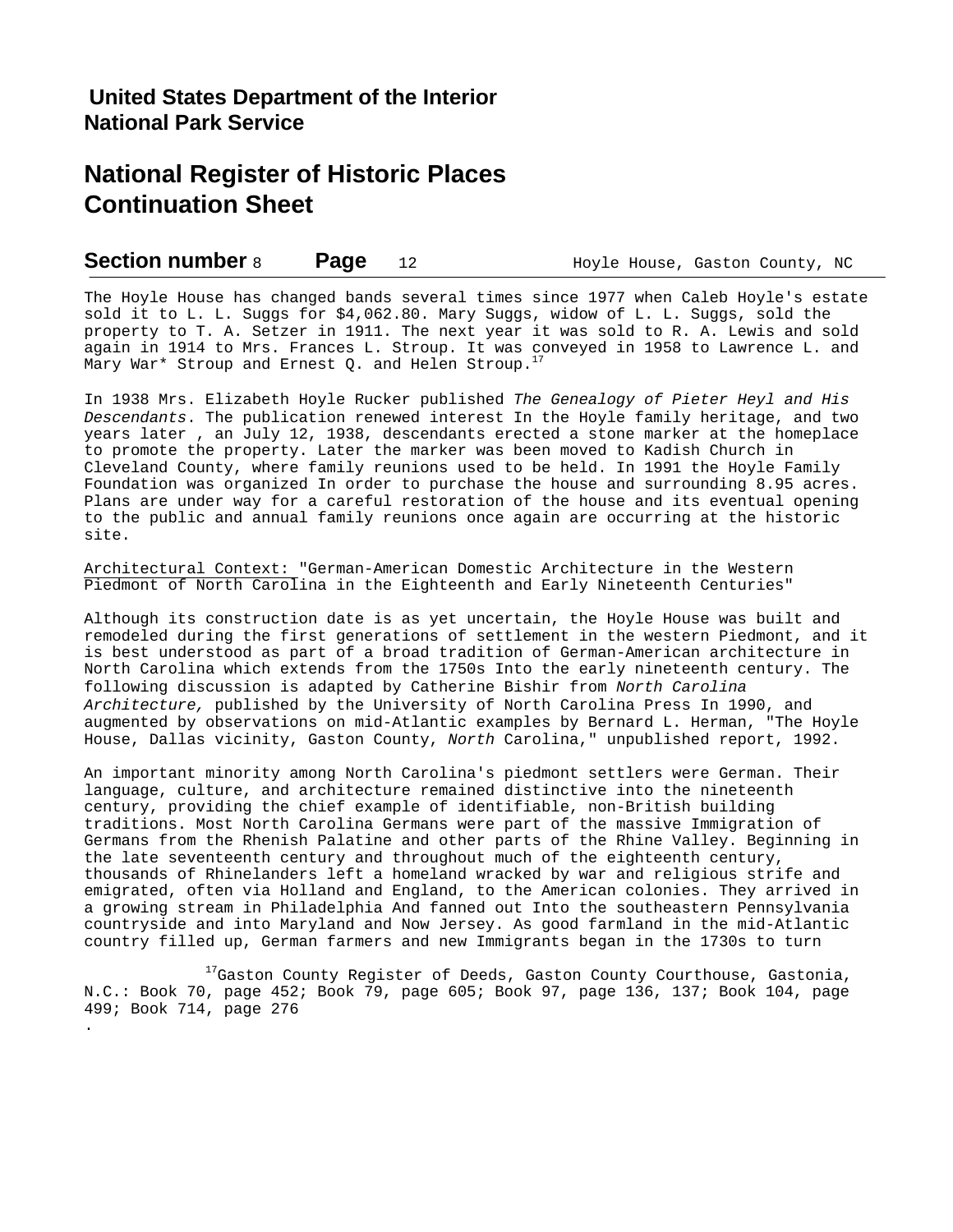The Hoyle House has changed bands several times since 1977 when Caleb Hoyle's estate sold it to L. L. Suggs for $4,062.80. Mary Suggs, widow of L. L. Suggs, sold the property to T. A. Setzer in 1911. The next year it was sold to R. A. Lewis and sold again in 1914 to Mrs. Frances L. Stroup. It was conveyed in 1958 to Lawrence L. and Mary War* Stroup and Ernest Q. and Helen Stroup.[17]

In 1938 Mrs. Elizabeth Hoyle Rucker published *The Genealogy of Pieter Heyl and His Descendants*. The publication renewed interest In the Hoyle family heritage, and two years later , an July 12, 1938, descendants erected a stone marker at the homeplace to promote the property. Later the marker was been moved to Kadish Church in Cleveland County, where family reunions used to be held. In 1991 the Hoyle Family Foundation was organized In order to purchase the house and surrounding 8.95 acres. Plans are under way for a careful restoration of the house and its eventual opening to the public and annual family reunions once again are occurring at the historic site.

Architectural Context: "German-American Domestic Architecture in the Western Piedmont of North Carolina in the Eighteenth and Early Nineteenth Centuries"

Although its construction date is as yet uncertain, the Hoyle House was built and remodeled during the first generations of settlement in the western Piedmont, and it is best understood as part of a broad tradition of German-American architecture in North Carolina which extends from the 1750s Into the early nineteenth century. The following discussion is adapted by Catherine Bishir from *North Carolina Architecture,* published by the University of North Carolina Press In 1990, and augmented by observations on mid-Atlantic examples by Bernard L. Herman, "The Hoyle House, Dallas vicinity, Gaston County, *North* Carolina," unpublished report, 1992.

An important minority among North Carolina's piedmont settlers were German. Their language, culture, and architecture remained distinctive into the nineteenth century, providing the chief example of identifiable, non-British building traditions. Most North Carolina Germans were part of the massive Immigration of Germans from the Rhenish Palatine and other parts of the Rhine Valley. Beginning in the late seventeenth century and throughout much of the eighteenth century, thousands of Rhinelanders left a homeland wracked by war and religious strife and emigrated, often via Holland and England, to the American colonies. They arrived in a growing stream in Philadelphia And fanned out Into the southeastern Pennsylvania countryside and into Maryland and Now Jersey. As good farmland in the mid-Atlantic country filled up, German farmers and new Immigrants began in the 1730s to turn

[17]Gaston County Register of Deeds, Gaston County Courthouse, Gastonia, N.C.: Book 70, page 452; Book 79, page 605; Book 97, page 136, 137; Book 104, page 499; Book 714, page 276
.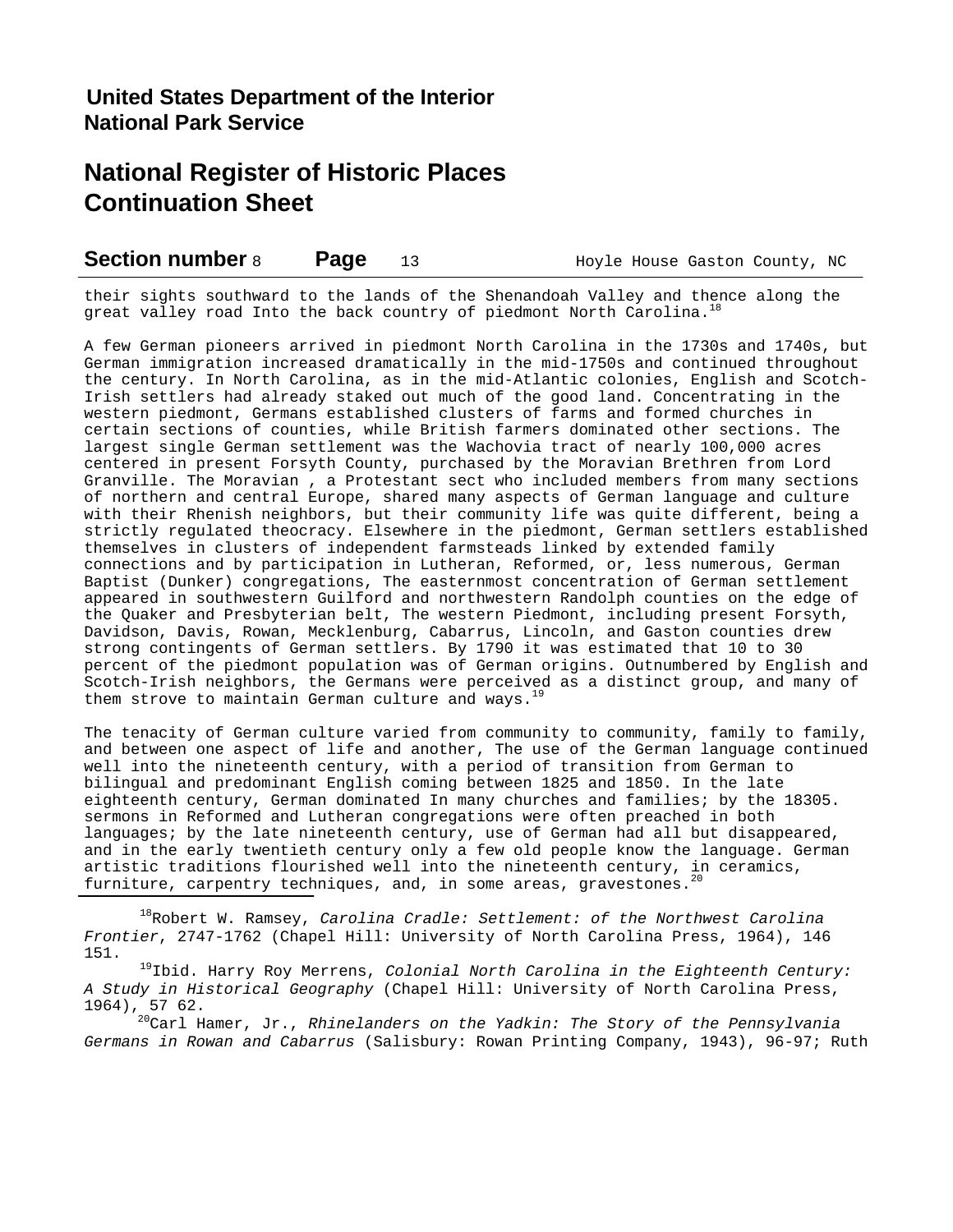their sights southward to the lands of the Shenandoah Valley and thence along the great valley road Into the back country of piedmont North Carolina.[18]

A few German pioneers arrived in piedmont North Carolina in the 1730s and 1740s, but German immigration increased dramatically in the mid-1750s and continued throughout the century. In North Carolina, as in the mid-Atlantic colonies, English and Scotch-Irish settlers had already staked out much of the good land. Concentrating in the western piedmont, Germans established clusters of farms and formed churches in certain sections of counties, while British farmers dominated other sections. The largest single German settlement was the Wachovia tract of nearly 100,000 acres centered in present Forsyth County, purchased by the Moravian Brethren from Lord Granville. The Moravian , a Protestant sect who included members from many sections of northern and central Europe, shared many aspects of German language and culture with their Rhenish neighbors, but their community life was quite different, being a strictly regulated theocracy. Elsewhere in the piedmont, German settlers established themselves in clusters of independent farmsteads linked by extended family connections and by participation in Lutheran, Reformed, or, less numerous, German Baptist (Dunker) congregations, The easternmost concentration of German settlement appeared in southwestern Guilford and northwestern Randolph counties on the edge of the Quaker and Presbyterian belt, The western Piedmont, including present Forsyth, Davidson, Davis, Rowan, Mecklenburg, Cabarrus, Lincoln, and Gaston counties drew strong contingents of German settlers. By 1790 it was estimated that 10 to 30 percent of the piedmont population was of German origins. Outnumbered by English and Scotch-Irish neighbors, the Germans were perceived as a distinct group, and many of them strove to maintain German culture and ways.[19]

The tenacity of German culture varied from community to community, family to family, and between one aspect of life and another, The use of the German language continued well into the nineteenth century, with a period of transition from German to bilingual and predominant English coming between 1825 and 1850. In the late eighteenth century, German dominated In many churches and families; by the 18305. sermons in Reformed and Lutheran congregations were often preached in both languages; by the late nineteenth century, use of German had all but disappeared, and in the early twentieth century only a few old people know the language. German artistic traditions flourished well into the nineteenth century, in ceramics, furniture, carpentry techniques, and, in some areas, gravestones.[20]

---

[18]Robert W. Ramsey, *Carolina Cradle: Settlement: of the Northwest Carolina Frontier*, 2747-1762 (Chapel Hill: University of North Carolina Press, 1964), 146 151.

[19]Ibid. Harry Roy Merrens, *Colonial North Carolina in the Eighteenth Century: A Study in Historical Geography* (Chapel Hill: University of North Carolina Press, 1964), 57 62.

[20]Carl Hamer, Jr., *Rhinelanders on the Yadkin: The Story of the Pennsylvania Germans in Rowan and Cabarrus* (Salisbury: Rowan Printing Company, 1943), 96-97; Ruth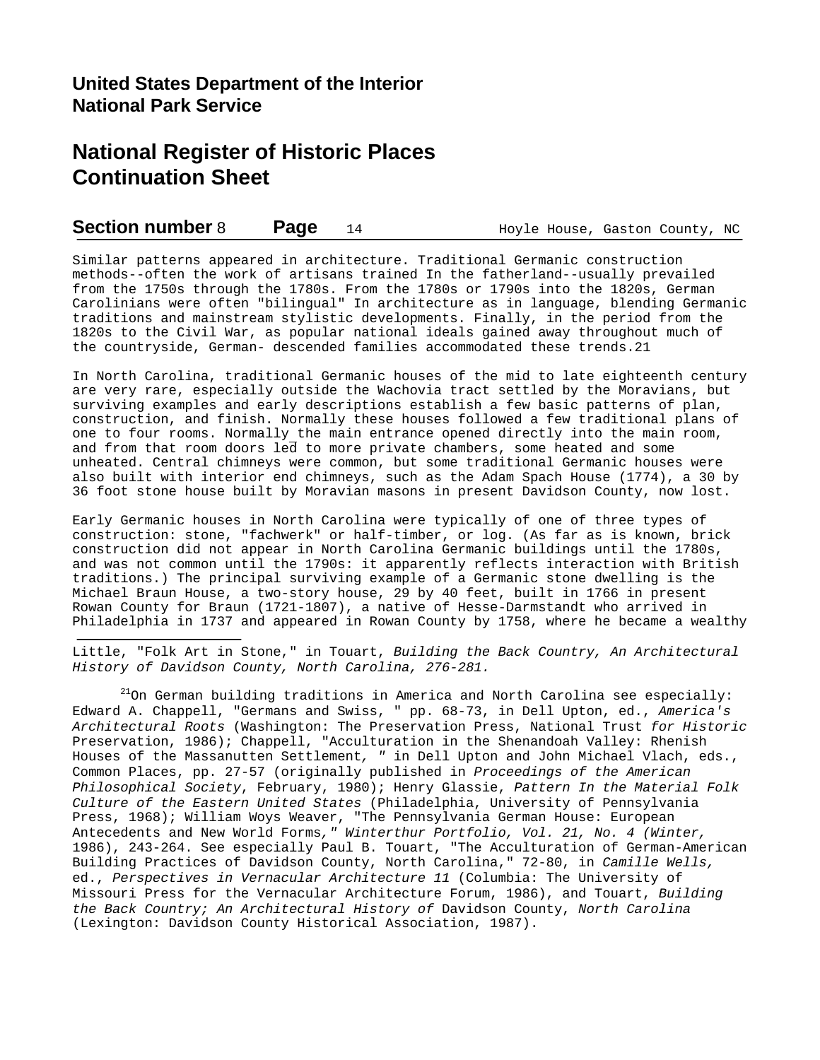Similar patterns appeared in architecture. Traditional Germanic construction methods--often the work of artisans trained In the fatherland--usually prevailed from the 1750s through the 1780s. From the 1780s or 1790s into the 1820s, German Carolinians were often "bilingual" In architecture as in language, blending Germanic traditions and mainstream stylistic developments. Finally, in the period from the 1820s to the Civil War, as popular national ideals gained away throughout much of the countryside, German- descended families accommodated these trends.21

In North Carolina, traditional Germanic houses of the mid to late eighteenth century are very rare, especially outside the Wachovia tract settled by the Moravians, but surviving examples and early descriptions establish a few basic patterns of plan, construction, and finish. Normally these houses followed a few traditional plans of one to four rooms. Normally the main entrance opened directly into the main room, and from that room doors led to more private chambers, some heated and some unheated. Central chimneys were common, but some traditional Germanic houses were also built with interior end chimneys, such as the Adam Spach House (1774), a 30 by 36 foot stone house built by Moravian masons in present Davidson County, now lost.

Early Germanic houses in North Carolina were typically of one of three types of construction: stone, "fachwerk" or half-timber, or log. (As far as is known, brick construction did not appear in North Carolina Germanic buildings until the 1780s, and was not common until the 1790s: it apparently reflects interaction with British traditions.) The principal surviving example of a Germanic stone dwelling is the Michael Braun House, a two-story house, 29 by 40 feet, built in 1766 in present Rowan County for Braun (1721-1807), a native of Hesse-Darmstandt who arrived in Philadelphia in 1737 and appeared in Rowan County by 1758, where he became a wealthy

---

Little, "Folk Art in Stone," in Touart, *Building the Back Country, An Architectural History of Davidson County, North Carolina, 276-281.*

[21]On German building traditions in America and North Carolina see especially: Edward A. Chappell, "Germans and Swiss, " pp. 68-73, in Dell Upton, ed., *America's Architectural Roots* (Washington: The Preservation Press, National Trust *for Historic* Preservation, 1986); Chappell, "Acculturation in the Shenandoah Valley: Rhenish Houses of the Massanutten Settlement*, "* in Dell Upton and John Michael Vlach, eds., Common Places, pp. 27-57 (originally published in *Proceedings of the American Philosophical Society*, February, 1980); Henry Glassie, *Pattern In the Material Folk Culture of the Eastern United States* (Philadelphia, University of Pennsylvania Press, 1968); William Woys Weaver, "The Pennsylvania German House: European Antecedents and New World Forms*," Winterthur Portfolio, Vol. 21, No. 4 (Winter,* 1986), 243-264. See especially Paul B. Touart, "The Acculturation of German-American Building Practices of Davidson County, North Carolina," 72-80, in *Camille Wells,* ed., *Perspectives in Vernacular Architecture 11* (Columbia: The University of Missouri Press for the Vernacular Architecture Forum, 1986), and Touart, *Building the Back Country; An Architectural History of* Davidson County, *North Carolina* (Lexington: Davidson County Historical Association, 1987).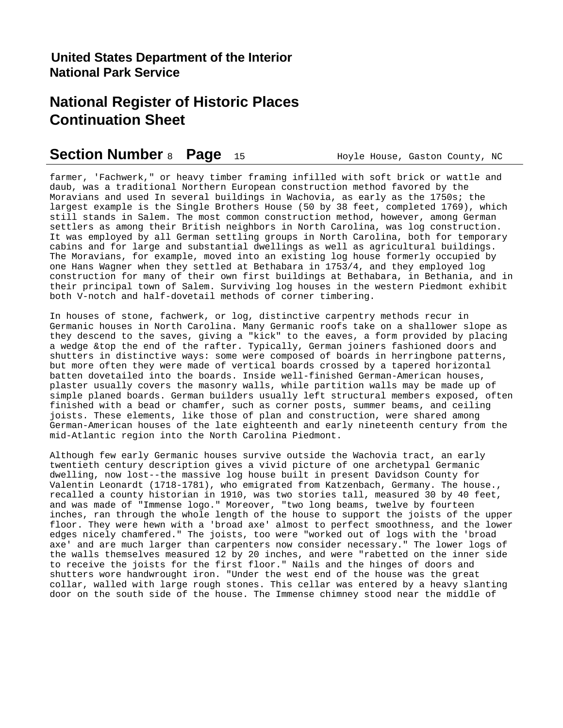farmer, 'Fachwerk," or heavy timber framing infilled with soft brick or wattle and daub, was a traditional Northern European construction method favored by the Moravians and used In several buildings in Wachovia, as early as the 1750s; the largest example is the Single Brothers House (50 by 38 feet, completed 1769), which still stands in Salem. The most common construction method, however, among German settlers as among their British neighbors in North Carolina, was log construction. It was employed by all German settling groups in North Carolina, both for temporary cabins and for large and substantial dwellings as well as agricultural buildings. The Moravians, for example, moved into an existing log house formerly occupied by one Hans Wagner when they settled at Bethabara in 1753/4, and they employed log construction for many of their own first buildings at Bethabara, in Bethania, and in their principal town of Salem. Surviving log houses in the western Piedmont exhibit both V-notch and half-dovetail methods of corner timbering.

In houses of stone, fachwerk, or log, distinctive carpentry methods recur in Germanic houses in North Carolina. Many Germanic roofs take on a shallower slope as they descend to the saves, giving a "kick" to the eaves, a form provided by placing a wedge &top the end of the rafter. Typically, German joiners fashioned doors and shutters in distinctive ways: some were composed of boards in herringbone patterns, but more often they were made of vertical boards crossed by a tapered horizontal batten dovetailed into the boards. Inside well-finished German-American houses, plaster usually covers the masonry walls, while partition walls may be made up of simple planed boards. German builders usually left structural members exposed, often finished with a bead or chamfer, such as corner posts, summer beams, and ceiling joists. These elements, like those of plan and construction, were shared among German-American houses of the late eighteenth and early nineteenth century from the mid-Atlantic region into the North Carolina Piedmont.

Although few early Germanic houses survive outside the Wachovia tract, an early twentieth century description gives a vivid picture of one archetypal Germanic dwelling, now lost--the massive log house built in present Davidson County for Valentin Leonardt (1718-1781), who emigrated from Katzenbach, Germany. The house., recalled a county historian in 1910, was two stories tall, measured 30 by 40 feet, and was made of "Immense logo." Moreover, "two long beams, twelve by fourteen inches, ran through the whole length of the house to support the joists of the upper floor. They were hewn with a 'broad axe' almost to perfect smoothness, and the lower edges nicely chamfered." The joists, too were "worked out of logs with the 'broad axe' and are much larger than carpenters now consider necessary." The lower logs of the walls themselves measured 12 by 20 inches, and were "rabetted on the inner side to receive the joists for the first floor." Nails and the hinges of doors and shutters wore handwrought iron. "Under the west end of the house was the great collar, walled with large rough stones. This cellar was entered by a heavy slanting door on the south side of the house. The Immense chimney stood near the middle of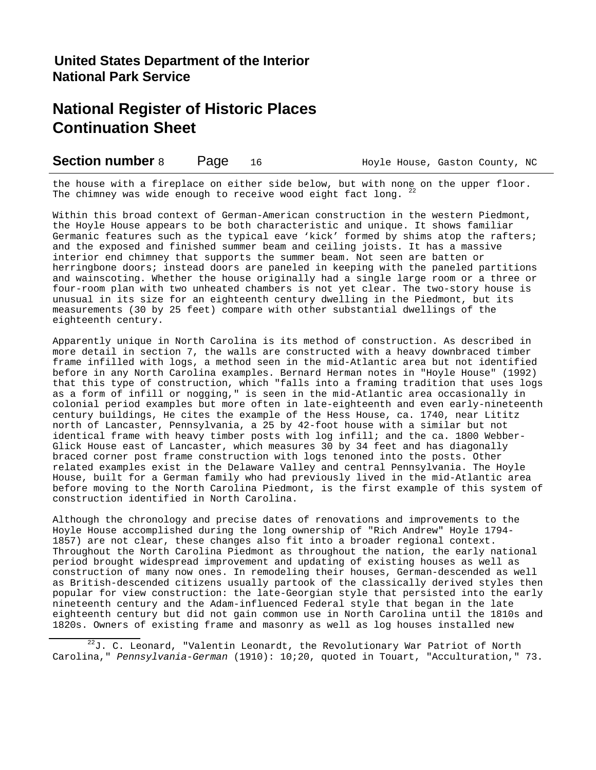the house with a fireplace on either side below, but with none on the upper floor. The chimney was wide enough to receive wood eight fact long. [22]

Within this broad context of German-American construction in the western Piedmont, the Hoyle House appears to be both characteristic and unique. It shows familiar Germanic features such as the typical eave 'kick' formed by shims atop the rafters; and the exposed and finished summer beam and ceiling joists. It has a massive interior end chimney that supports the summer beam. Not seen are batten or herringbone doors; instead doors are paneled in keeping with the paneled partitions and wainscoting. Whether the house originally had a single large room or a three or four-room plan with two unheated chambers is not yet clear. The two-story house is unusual in its size for an eighteenth century dwelling in the Piedmont, but its measurements (30 by 25 feet) compare with other substantial dwellings of the eighteenth century.

Apparently unique in North Carolina is its method of construction. As described in more detail in section 7, the walls are constructed with a heavy downbraced timber frame infilled with logs, a method seen in the mid-Atlantic area but not identified before in any North Carolina examples. Bernard Herman notes in "Hoyle House" (1992) that this type of construction, which "falls into a framing tradition that uses logs as a form of infill or nogging," is seen in the mid-Atlantic area occasionally in colonial period examples but more often in late-eighteenth and even early-nineteenth century buildings, He cites the example of the Hess House, ca. 1740, near Lititz north of Lancaster, Pennsylvania, a 25 by 42-foot house with a similar but not identical frame with heavy timber posts with log infill; and the ca. 1800 Webber-Glick House east of Lancaster, which measures 30 by 34 feet and has diagonally braced corner post frame construction with logs tenoned into the posts. Other related examples exist in the Delaware Valley and central Pennsylvania. The Hoyle House, built for a German family who had previously lived in the mid-Atlantic area before moving to the North Carolina Piedmont, is the first example of this system of construction identified in North Carolina.

Although the chronology and precise dates of renovations and improvements to the Hoyle House accomplished during the long ownership of "Rich Andrew" Hoyle 1794-1857) are not clear, these changes also fit into a broader regional context. Throughout the North Carolina Piedmont as throughout the nation, the early national period brought widespread improvement and updating of existing houses as well as construction of many now ones. In remodeling their houses, German-descended as well as British-descended citizens usually partook of the classically derived styles then popular for view construction: the late-Georgian style that persisted into the early nineteenth century and the Adam-influenced Federal style that began in the late eighteenth century but did not gain common use in North Carolina until the 1810s and 1820s. Owners of existing frame and masonry as well as log houses installed new

---

[22] J. C. Leonard, "Valentin Leonardt, the Revolutionary War Patriot of North Carolina," *Pennsylvania-German* (1910): 10;20, quoted in Touart, "Acculturation," 73.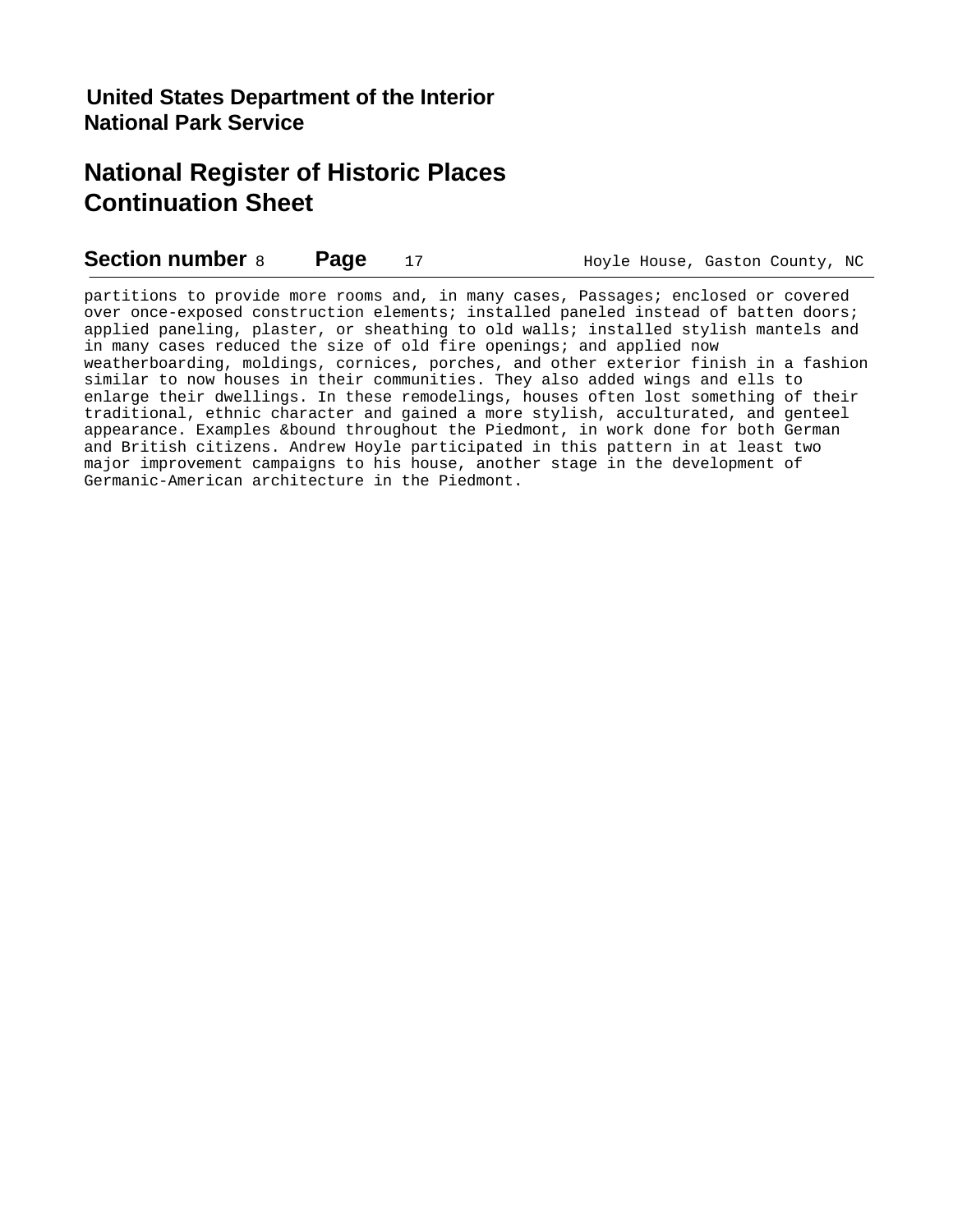partitions to provide more rooms and, in many cases, Passages; enclosed or covered over once-exposed construction elements; installed paneled instead of batten doors; applied paneling, plaster, or sheathing to old walls; installed stylish mantels and in many cases reduced the size of old fire openings; and applied now weatherboarding, moldings, cornices, porches, and other exterior finish in a fashion similar to now houses in their communities. They also added wings and ells to enlarge their dwellings. In these remodelings, houses often lost something of their traditional, ethnic character and gained a more stylish, acculturated, and genteel appearance. Examples &bound throughout the Piedmont, in work done for both German and British citizens. Andrew Hoyle participated in this pattern in at least two major improvement campaigns to his house, another stage in the development of Germanic-American architecture in the Piedmont.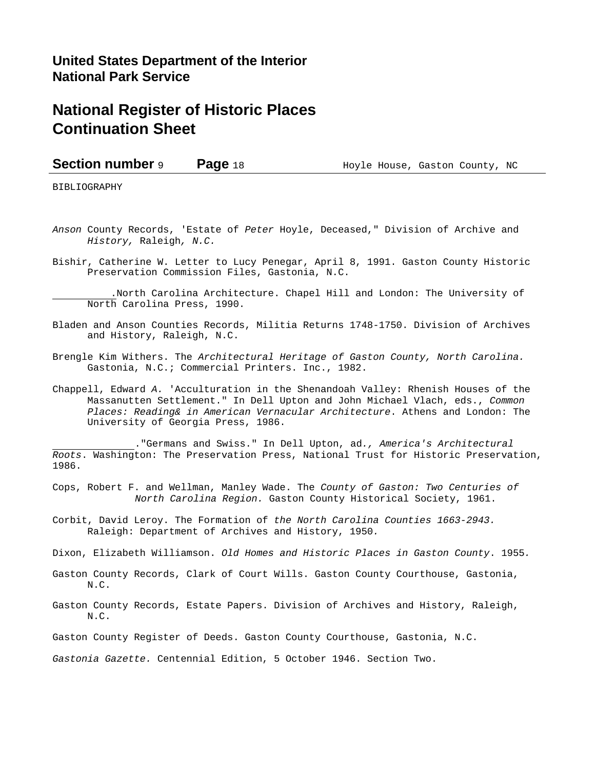BIBLIOGRAPHY

*Anson* County Records, 'Estate of *Peter* Hoyle, Deceased," Division of Archive and *History,* Raleigh*, N.C.*

Bishir, Catherine W. Letter to Lucy Penegar, April 8, 1991. Gaston County Historic Preservation Commission Files, Gastonia, N.C.

\_\_\_\_\_\_\_\_\_.North Carolina Architecture. Chapel Hill and London: The University of North Carolina Press, 1990.

Bladen and Anson Counties Records, Militia Returns 1748-1750. Division of Archives and History, Raleigh, N.C.

Brengle Kim Withers. The *Architectural Heritage of Gaston County, North Carolina.* Gastonia, N.C.; Commercial Printers. Inc., 1982.

Chappell, Edward *A.* 'Acculturation in the Shenandoah Valley: Rhenish Houses of the Massanutten Settlement." In Dell Upton and John Michael Vlach, eds., *Common Places: Reading& in American Vernacular Architecture*. Athens and London: The University of Georgia Press, 1986.

\_\_\_\_\_\_\_\_\_\_\_\_\_\_."Germans and Swiss." In Dell Upton, ad*., America's Architectural Roots*. Washington: The Preservation Press, National Trust for Historic Preservation, 1986.

Cops, Robert F. and Wellman, Manley Wade. The *County of Gaston: Two Centuries of North Carolina Region.* Gaston County Historical Society, 1961.

Corbit, David Leroy. The Formation of *the North Carolina Counties 1663-2943.* Raleigh: Department of Archives and History, 1950*.*

Dixon, Elizabeth Williamson. *Old Homes and Historic Places in Gaston County*. 1955*.*

Gaston County Records, Clark of Court Wills. Gaston County Courthouse, Gastonia, N.C.

Gaston County Records, Estate Papers. Division of Archives and History, Raleigh, N.C.

Gaston County Register of Deeds. Gaston County Courthouse, Gastonia, N.C.

*Gastonia Gazette.* Centennial Edition, 5 October 1946. Section Two.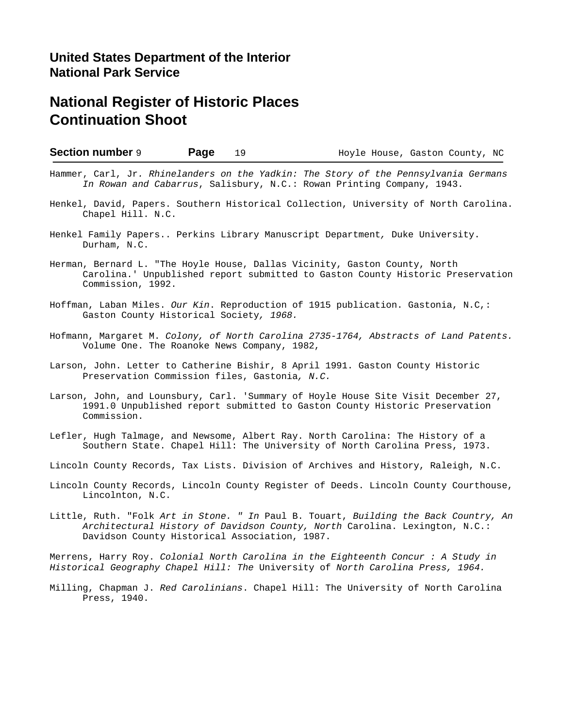Hammer, Carl, Jr. *Rhinelanders on the Yadkin: The Story of the Pennsylvania Germans In Rowan and Cabarrus*, Salisbury, N.C.: Rowan Printing Company, 1943.

Henkel, David, Papers. Southern Historical Collection, University of North Carolina. Chapel Hill. N.C.

Henkel Family Papers.. Perkins Library Manuscript Department*,* Duke University. Durham, N.C.

Herman, Bernard L. "The Hoyle House, Dallas Vicinity, Gaston County, North Carolina.' Unpublished report submitted to Gaston County Historic Preservation Commission, 1992.

Hoffman, Laban Miles. *Our Kin*. Reproduction of 1915 publication. Gastonia, N.C,: Gaston County Historical Society*, 1968.*

Hofmann, Margaret M. *Colony, of North Carolina 2735-1764, Abstracts of Land Patents.* Volume One. The Roanoke News Company, 1982,

Larson, John. Letter to Catherine Bishir, 8 April 1991. Gaston County Historic Preservation Commission files, Gastonia*, N.C.*

Larson, John, and Lounsbury, Carl. 'Summary of Hoyle House Site Visit December 27, 1991.0 Unpublished report submitted to Gaston County Historic Preservation Commission.

Lefler, Hugh Talmage, and Newsome, Albert Ray. North Carolina: The History of a Southern State. Chapel Hill: The University of North Carolina Press, 1973.

Lincoln County Records, Tax Lists. Division of Archives and History, Raleigh, N.C.

Lincoln County Records, Lincoln County Register of Deeds. Lincoln County Courthouse, Lincolnton, N.C.

Little, Ruth. "Folk *Art in Stone. " In* Paul B. Touart, *Building the Back Country, An Architectural History of Davidson County, North* Carolina. Lexington, N.C.: Davidson County Historical Association, 1987.

Merrens, Harry Roy. *Colonial North Carolina in the Eighteenth Concur : A Study in Historical Geography Chapel Hill: The* University of *North Carolina Press, 1964.*

Milling, Chapman J. *Red Carolinians*. Chapel Hill: The University of North Carolina Press, 1940.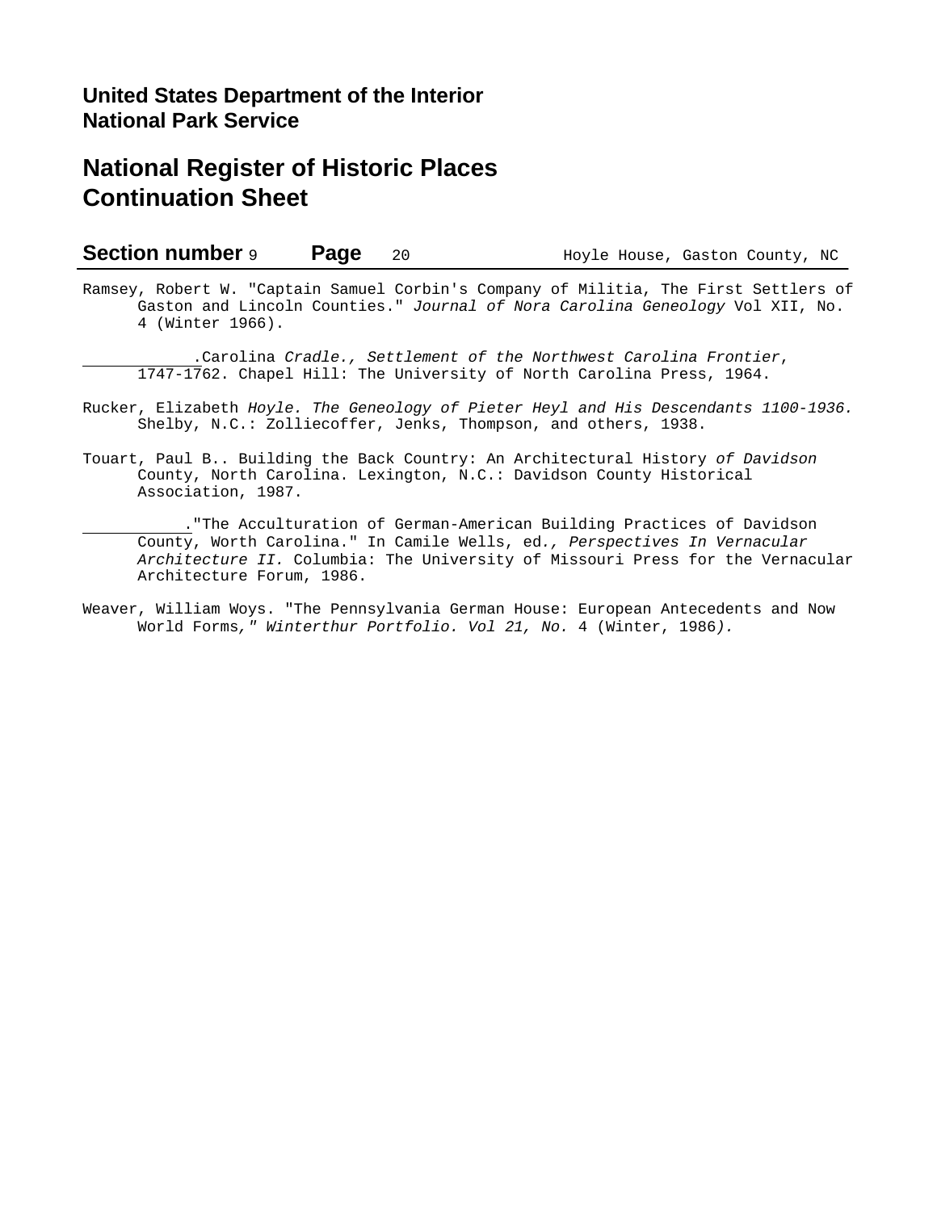Ramsey, Robert W. "Captain Samuel Corbin's Company of Militia, The First Settlers of Gaston and Lincoln Counties." *Journal of Nora Carolina Geneology* Vol XII, No. 4 (Winter 1966).

___________.Carolina *Cradle., Settlement of the Northwest Carolina Frontier*, 1747-1762. Chapel Hill: The University of North Carolina Press, 1964.

Rucker, Elizabeth *Hoyle. The Geneology of Pieter Heyl and His Descendants 1100-1936.* Shelby, N.C.: Zolliecoffer, Jenks, Thompson, and others, 1938.

Touart, Paul B.. Building the Back Country: An Architectural History *of Davidson* County, North Carolina. Lexington, N.C.: Davidson County Historical Association, 1987.

__________."The Acculturation of German-American Building Practices of Davidson County, Worth Carolina." In Camile Wells, ed*., Perspectives In Vernacular Architecture II.* Columbia: The University of Missouri Press for the Vernacular Architecture Forum, 1986.

Weaver, William Woys. "The Pennsylvania German House: European Antecedents and Now World Forms*," Winterthur Portfolio. Vol 21, No.* 4 (Winter, 1986*).*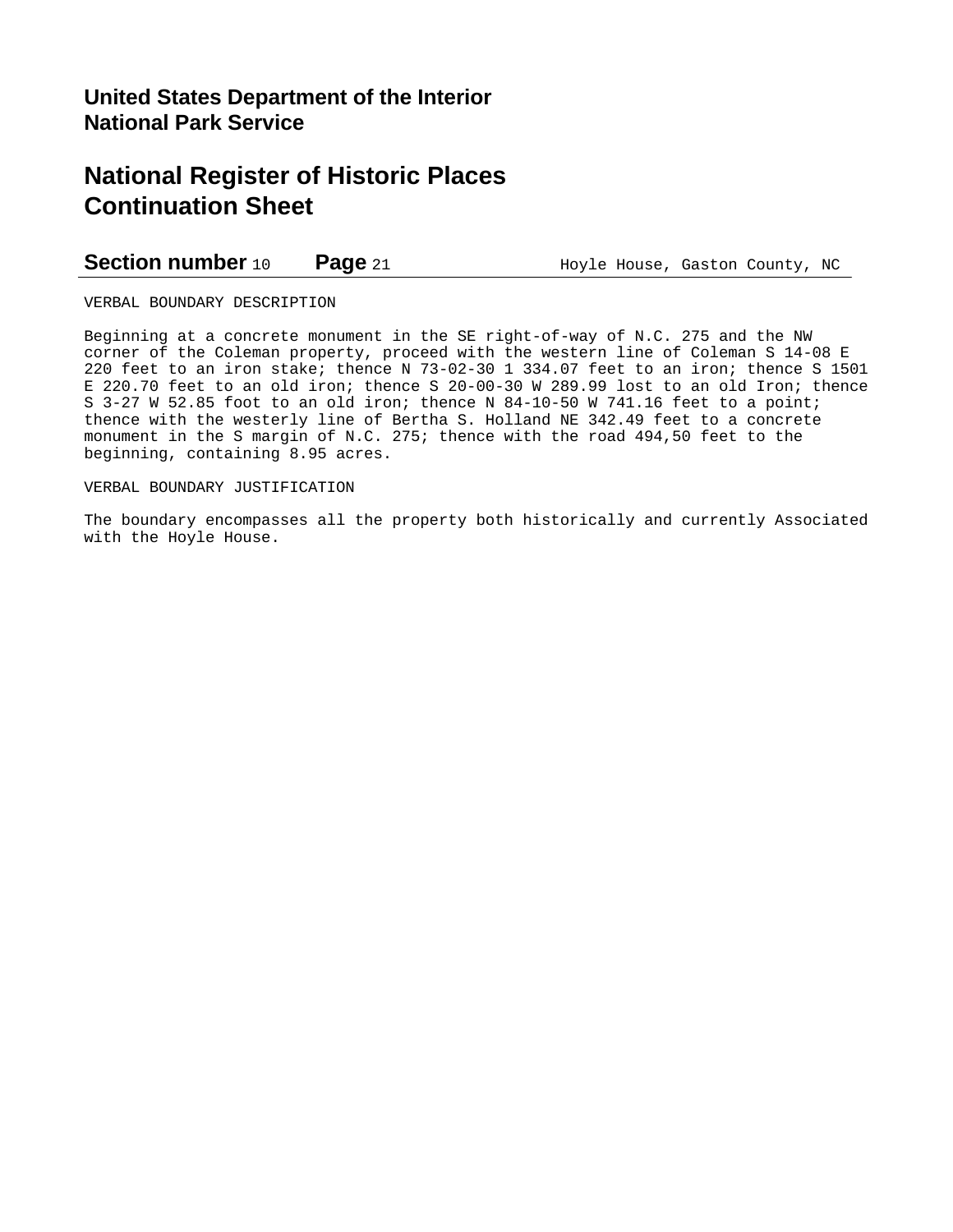**United States Department of the Interior**
**National Park Service**

# National Register of Historic Places Continuation Sheet

**Section number** 10 **Page** 21 Hoyle House, Gaston County, NC

VERBAL BOUNDARY DESCRIPTION

Beginning at a concrete monument in the SE right-of-way of N.C. 275 and the NW corner of the Coleman property, proceed with the western line of Coleman S 14-08 E 220 feet to an iron stake; thence N 73-02-30 1 334.07 feet to an iron; thence S 1501 E 220.70 feet to an old iron; thence S 20-00-30 W 289.99 lost to an old Iron; thence S 3-27 W 52.85 foot to an old iron; thence N 84-10-50 W 741.16 feet to a point; thence with the westerly line of Bertha S. Holland NE 342.49 feet to a concrete monument in the S margin of N.C. 275; thence with the road 494,50 feet to the beginning, containing 8.95 acres.

VERBAL BOUNDARY JUSTIFICATION

The boundary encompasses all the property both historically and currently Associated with the Hoyle House.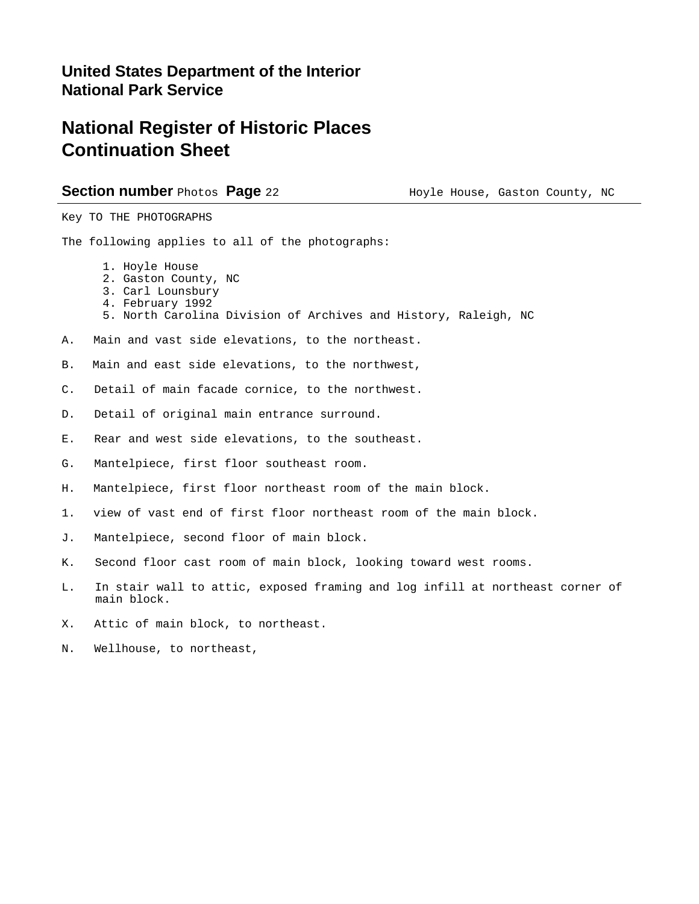**United States Department of the Interior**
**National Park Service**

# National Register of Historic Places Continuation Sheet

**Section number** Photos **Page** 22 Hoyle House, Gaston County, NC

Key TO THE PHOTOGRAPHS

The following applies to all of the photographs:

1. Hoyle House
2. Gaston County, NC
3. Carl Lounsbury
4. February 1992
5. North Carolina Division of Archives and History, Raleigh, NC

A. Main and vast side elevations, to the northeast.

B. Main and east side elevations, to the northwest,

C. Detail of main facade cornice, to the northwest.

D. Detail of original main entrance surround.

E. Rear and west side elevations, to the southeast.

G. Mantelpiece, first floor southeast room.

H. Mantelpiece, first floor northeast room of the main block.

1. view of vast end of first floor northeast room of the main block.

J. Mantelpiece, second floor of main block.

K. Second floor cast room of main block, looking toward west rooms.

L. In stair wall to attic, exposed framing and log infill at northeast corner of main block.

X. Attic of main block, to northeast.

N. Wellhouse, to northeast,